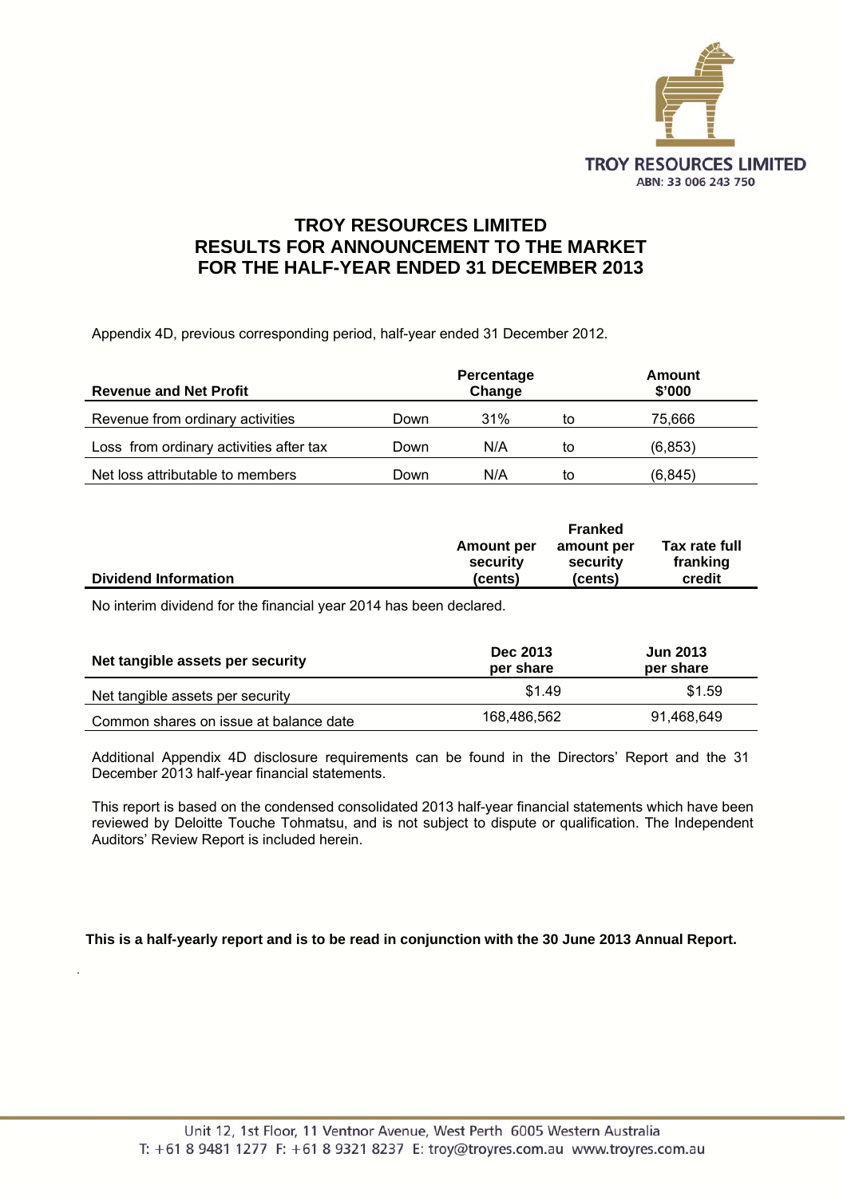TROY RESOURCES LIMITED
ABN: 33 006 243 750

# TROY RESOURCES LIMITED
# RESULTS FOR ANNOUNCEMENT TO THE MARKET
# FOR THE HALF-YEAR ENDED 31 DECEMBER 2013

Appendix 4D, previous corresponding period, half-year ended 31 December 2012.

| Revenue and Net Profit | | Percentage Change | | Amount $'000 |
|---|---|---|---|---|
| Revenue from ordinary activities | Down | 31% | to | 75,666 |
| Loss from ordinary activities after tax | Down | N/A | to | (6,853) |
| Net loss attributable to members | Down | N/A | to | (6,845) |

| Dividend Information | Amount per security (cents) | Franked amount per security (cents) | Tax rate full franking credit |
|---|---|---|---|

No interim dividend for the financial year 2014 has been declared.

| Net tangible assets per security | Dec 2013 per share | Jun 2013 per share |
|---|---|---|
| Net tangible assets per security | $1.49 | $1.59 |
| Common shares on issue at balance date | 168,486,562 | 91,468,649 |

Additional Appendix 4D disclosure requirements can be found in the Directors' Report and the 31 December 2013 half-year financial statements.

This report is based on the condensed consolidated 2013 half-year financial statements which have been reviewed by Deloitte Touche Tohmatsu, and is not subject to dispute or qualification. The Independent Auditors' Review Report is included herein.

**This is a half-yearly report and is to be read in conjunction with the 30 June 2013 Annual Report.**

Unit 12, 1st Floor, 11 Ventnor Avenue, West Perth 6005 Western Australia
T: +61 8 9481 1277 F: +61 8 9321 8237 E: troy@troyres.com.au www.troyres.com.au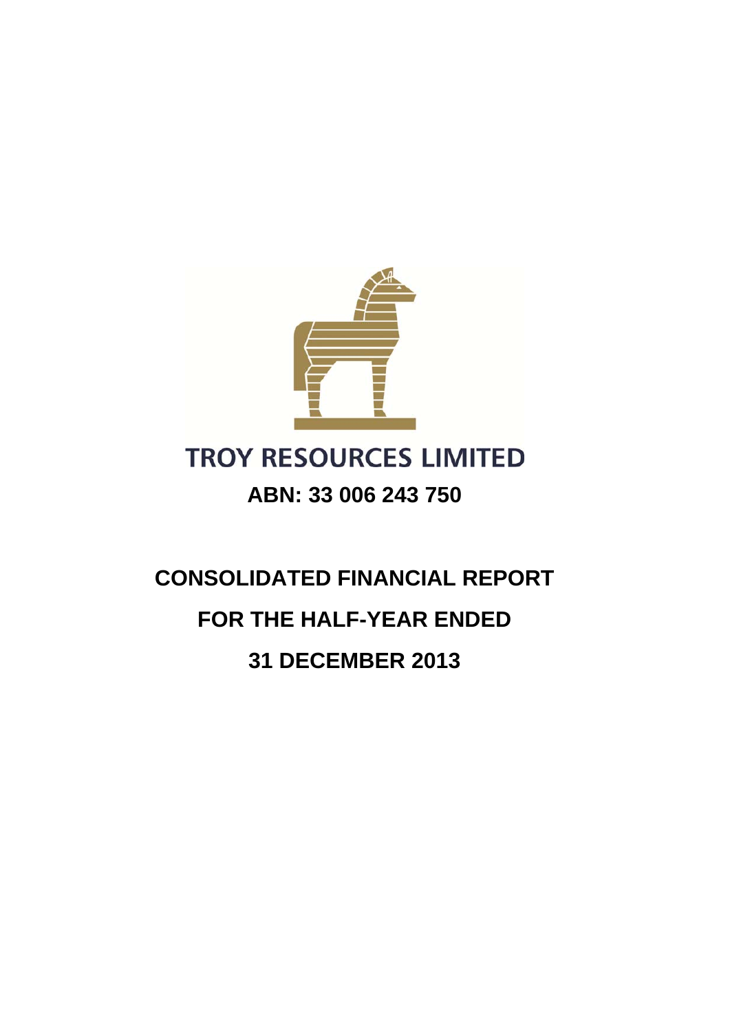# TROY RESOURCES LIMITED

## ABN: 33 006 243 750

# CONSOLIDATED FINANCIAL REPORT

# FOR THE HALF-YEAR ENDED

# 31 DECEMBER 2013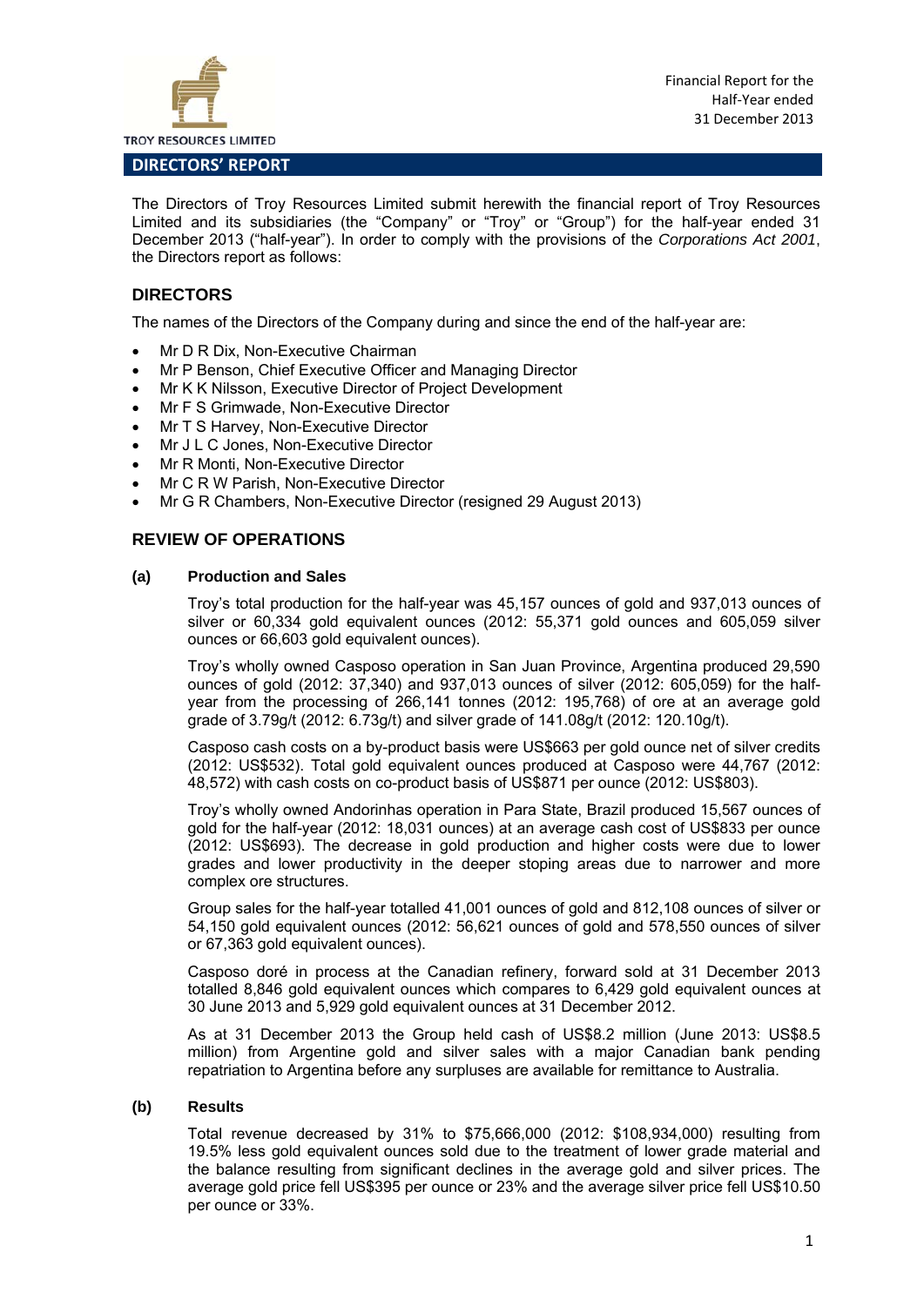TROY RESOURCES LIMITED

Financial Report for the Half-Year ended 31 December 2013

## DIRECTORS' REPORT

The Directors of Troy Resources Limited submit herewith the financial report of Troy Resources Limited and its subsidiaries (the "Company" or "Troy" or "Group") for the half-year ended 31 December 2013 ("half-year"). In order to comply with the provisions of the *Corporations Act 2001*, the Directors report as follows:

### DIRECTORS

The names of the Directors of the Company during and since the end of the half-year are:

- Mr D R Dix, Non-Executive Chairman
- Mr P Benson, Chief Executive Officer and Managing Director
- Mr K K Nilsson, Executive Director of Project Development
- Mr F S Grimwade, Non-Executive Director
- Mr T S Harvey, Non-Executive Director
- Mr J L C Jones, Non-Executive Director
- Mr R Monti, Non-Executive Director
- Mr C R W Parish, Non-Executive Director
- Mr G R Chambers, Non-Executive Director (resigned 29 August 2013)

### REVIEW OF OPERATIONS

#### (a) Production and Sales

Troy's total production for the half-year was 45,157 ounces of gold and 937,013 ounces of silver or 60,334 gold equivalent ounces (2012: 55,371 gold ounces and 605,059 silver ounces or 66,603 gold equivalent ounces).

Troy's wholly owned Casposo operation in San Juan Province, Argentina produced 29,590 ounces of gold (2012: 37,340) and 937,013 ounces of silver (2012: 605,059) for the half-year from the processing of 266,141 tonnes (2012: 195,768) of ore at an average gold grade of 3.79g/t (2012: 6.73g/t) and silver grade of 141.08g/t (2012: 120.10g/t).

Casposo cash costs on a by-product basis were US$663 per gold ounce net of silver credits (2012: US$532). Total gold equivalent ounces produced at Casposo were 44,767 (2012: 48,572) with cash costs on co-product basis of US$871 per ounce (2012: US$803).

Troy's wholly owned Andorinhas operation in Para State, Brazil produced 15,567 ounces of gold for the half-year (2012: 18,031 ounces) at an average cash cost of US$833 per ounce (2012: US$693). The decrease in gold production and higher costs were due to lower grades and lower productivity in the deeper stoping areas due to narrower and more complex ore structures.

Group sales for the half-year totalled 41,001 ounces of gold and 812,108 ounces of silver or 54,150 gold equivalent ounces (2012: 56,621 ounces of gold and 578,550 ounces of silver or 67,363 gold equivalent ounces).

Casposo doré in process at the Canadian refinery, forward sold at 31 December 2013 totalled 8,846 gold equivalent ounces which compares to 6,429 gold equivalent ounces at 30 June 2013 and 5,929 gold equivalent ounces at 31 December 2012.

As at 31 December 2013 the Group held cash of US$8.2 million (June 2013: US$8.5 million) from Argentine gold and silver sales with a major Canadian bank pending repatriation to Argentina before any surpluses are available for remittance to Australia.

#### (b) Results

Total revenue decreased by 31% to $75,666,000 (2012: $108,934,000) resulting from 19.5% less gold equivalent ounces sold due to the treatment of lower grade material and the balance resulting from significant declines in the average gold and silver prices. The average gold price fell US$395 per ounce or 23% and the average silver price fell US$10.50 per ounce or 33%.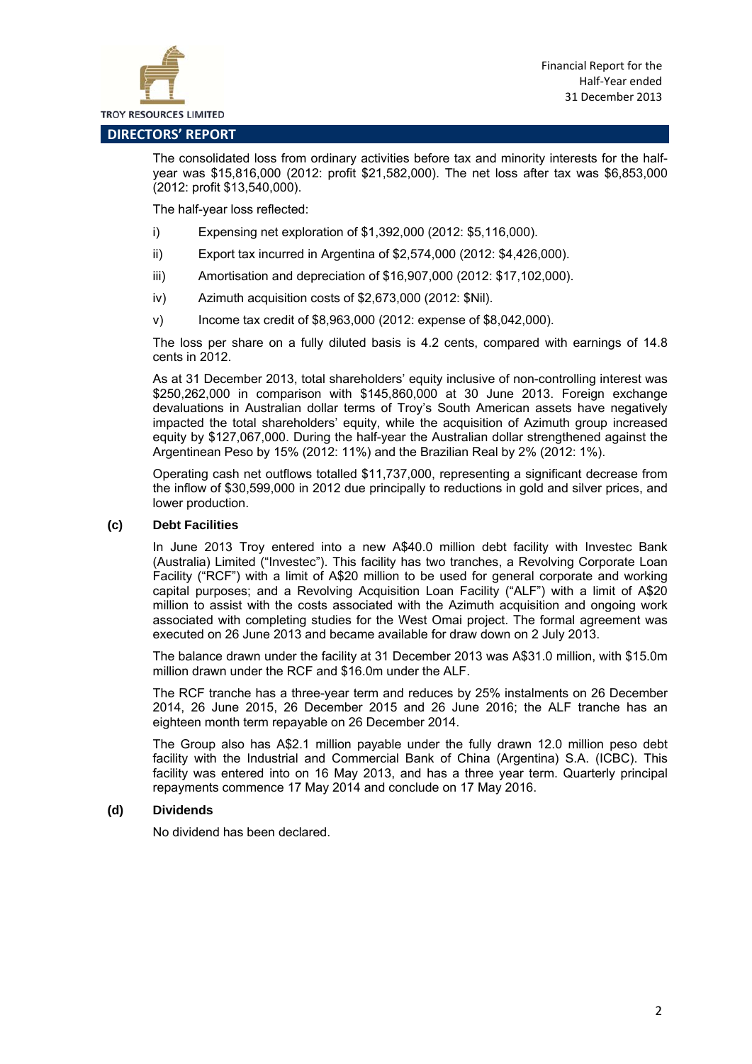## DIRECTORS' REPORT

The consolidated loss from ordinary activities before tax and minority interests for the half-year was $15,816,000 (2012: profit $21,582,000). The net loss after tax was $6,853,000 (2012: profit $13,540,000).

The half-year loss reflected:

i) Expensing net exploration of $1,392,000 (2012: $5,116,000).

ii) Export tax incurred in Argentina of $2,574,000 (2012: $4,426,000).

iii) Amortisation and depreciation of $16,907,000 (2012: $17,102,000).

iv) Azimuth acquisition costs of $2,673,000 (2012: $Nil).

v) Income tax credit of $8,963,000 (2012: expense of $8,042,000).

The loss per share on a fully diluted basis is 4.2 cents, compared with earnings of 14.8 cents in 2012.

As at 31 December 2013, total shareholders' equity inclusive of non-controlling interest was $250,262,000 in comparison with $145,860,000 at 30 June 2013. Foreign exchange devaluations in Australian dollar terms of Troy's South American assets have negatively impacted the total shareholders' equity, while the acquisition of Azimuth group increased equity by $127,067,000. During the half-year the Australian dollar strengthened against the Argentinean Peso by 15% (2012: 11%) and the Brazilian Real by 2% (2012: 1%).

Operating cash net outflows totalled $11,737,000, representing a significant decrease from the inflow of $30,599,000 in 2012 due principally to reductions in gold and silver prices, and lower production.

### (c) Debt Facilities

In June 2013 Troy entered into a new A$40.0 million debt facility with Investec Bank (Australia) Limited ("Investec"). This facility has two tranches, a Revolving Corporate Loan Facility ("RCF") with a limit of A$20 million to be used for general corporate and working capital purposes; and a Revolving Acquisition Loan Facility ("ALF") with a limit of A$20 million to assist with the costs associated with the Azimuth acquisition and ongoing work associated with completing studies for the West Omai project. The formal agreement was executed on 26 June 2013 and became available for draw down on 2 July 2013.

The balance drawn under the facility at 31 December 2013 was A$31.0 million, with $15.0m million drawn under the RCF and $16.0m under the ALF.

The RCF tranche has a three-year term and reduces by 25% instalments on 26 December 2014, 26 June 2015, 26 December 2015 and 26 June 2016; the ALF tranche has an eighteen month term repayable on 26 December 2014.

The Group also has A$2.1 million payable under the fully drawn 12.0 million peso debt facility with the Industrial and Commercial Bank of China (Argentina) S.A. (ICBC). This facility was entered into on 16 May 2013, and has a three year term. Quarterly principal repayments commence 17 May 2014 and conclude on 17 May 2016.

### (d) Dividends

No dividend has been declared.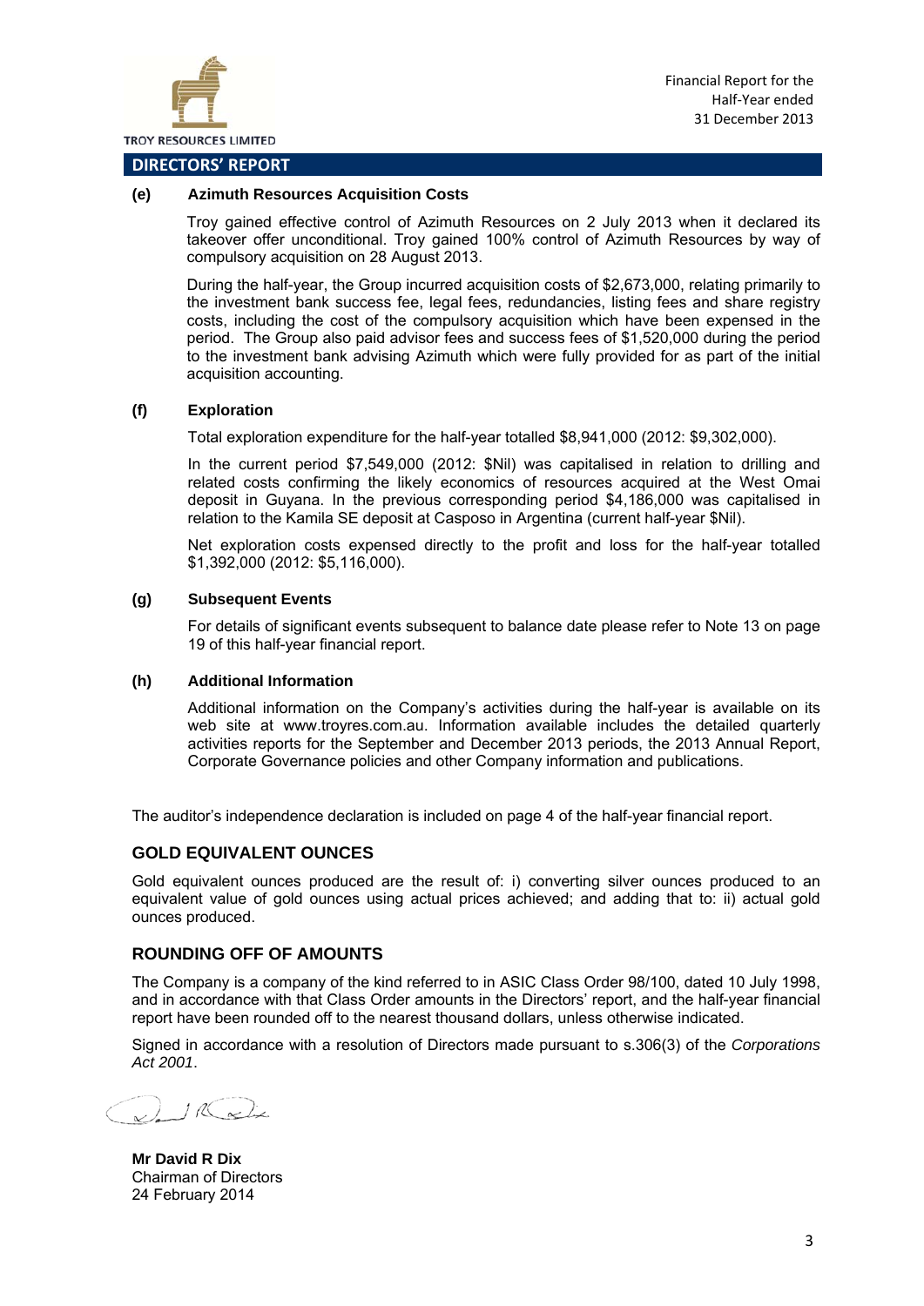## DIRECTORS' REPORT

### (e) Azimuth Resources Acquisition Costs

Troy gained effective control of Azimuth Resources on 2 July 2013 when it declared its takeover offer unconditional. Troy gained 100% control of Azimuth Resources by way of compulsory acquisition on 28 August 2013.

During the half-year, the Group incurred acquisition costs of $2,673,000, relating primarily to the investment bank success fee, legal fees, redundancies, listing fees and share registry costs, including the cost of the compulsory acquisition which have been expensed in the period. The Group also paid advisor fees and success fees of $1,520,000 during the period to the investment bank advising Azimuth which were fully provided for as part of the initial acquisition accounting.

### (f) Exploration

Total exploration expenditure for the half-year totalled $8,941,000 (2012: $9,302,000).

In the current period $7,549,000 (2012: $Nil) was capitalised in relation to drilling and related costs confirming the likely economics of resources acquired at the West Omai deposit in Guyana. In the previous corresponding period $4,186,000 was capitalised in relation to the Kamila SE deposit at Casposo in Argentina (current half-year $Nil).

Net exploration costs expensed directly to the profit and loss for the half-year totalled $1,392,000 (2012: $5,116,000).

### (g) Subsequent Events

For details of significant events subsequent to balance date please refer to Note 13 on page 19 of this half-year financial report.

### (h) Additional Information

Additional information on the Company's activities during the half-year is available on its web site at www.troyres.com.au. Information available includes the detailed quarterly activities reports for the September and December 2013 periods, the 2013 Annual Report, Corporate Governance policies and other Company information and publications.

The auditor's independence declaration is included on page 4 of the half-year financial report.

## GOLD EQUIVALENT OUNCES

Gold equivalent ounces produced are the result of: i) converting silver ounces produced to an equivalent value of gold ounces using actual prices achieved; and adding that to: ii) actual gold ounces produced.

## ROUNDING OFF OF AMOUNTS

The Company is a company of the kind referred to in ASIC Class Order 98/100, dated 10 July 1998, and in accordance with that Class Order amounts in the Directors' report, and the half-year financial report have been rounded off to the nearest thousand dollars, unless otherwise indicated.

Signed in accordance with a resolution of Directors made pursuant to s.306(3) of the *Corporations Act 2001*.

**Mr David R Dix**
Chairman of Directors
24 February 2014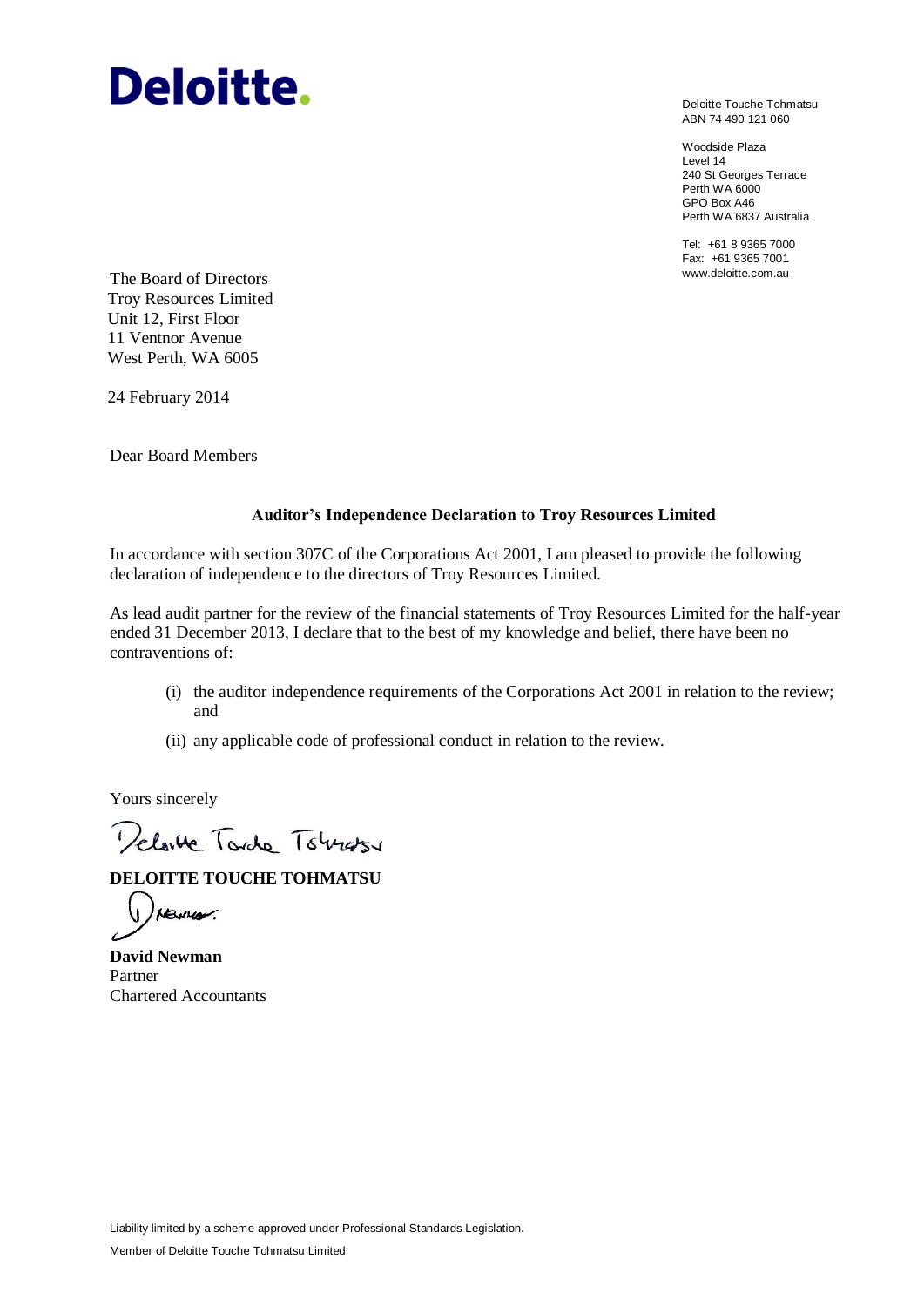Deloitte.

Deloitte Touche Tohmatsu
ABN 74 490 121 060

Woodside Plaza
Level 14
240 St Georges Terrace
Perth WA 6000
GPO Box A46
Perth WA 6837 Australia

Tel: +61 8 9365 7000
Fax: +61 9365 7001
www.deloitte.com.au

The Board of Directors
Troy Resources Limited
Unit 12, First Floor
11 Ventnor Avenue
West Perth, WA 6005

24 February 2014

Dear Board Members

**Auditor's Independence Declaration to Troy Resources Limited**

In accordance with section 307C of the Corporations Act 2001, I am pleased to provide the following declaration of independence to the directors of Troy Resources Limited.

As lead audit partner for the review of the financial statements of Troy Resources Limited for the half-year ended 31 December 2013, I declare that to the best of my knowledge and belief, there have been no contraventions of:

(i) the auditor independence requirements of the Corporations Act 2001 in relation to the review; and

(ii) any applicable code of professional conduct in relation to the review.

Yours sincerely

**DELOITTE TOUCHE TOHMATSU**

**David Newman**
Partner
Chartered Accountants

Liability limited by a scheme approved under Professional Standards Legislation.

Member of Deloitte Touche Tohmatsu Limited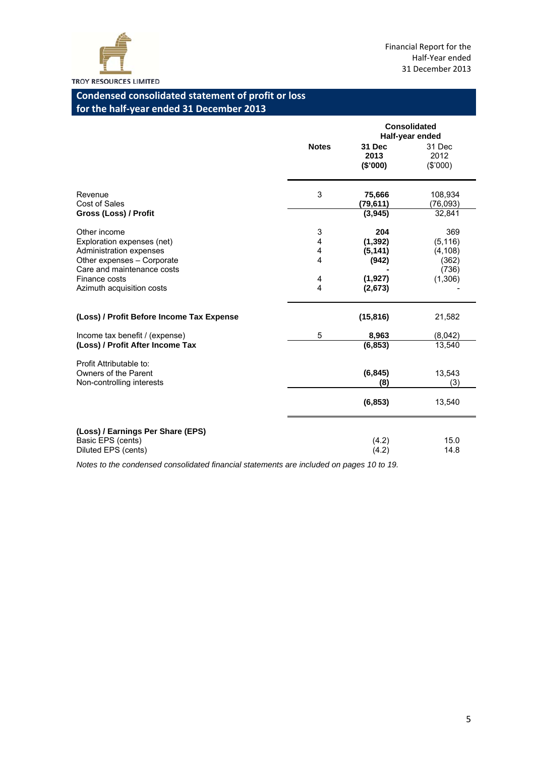## Condensed consolidated statement of profit or loss for the half-year ended 31 December 2013

| | Notes | Consolidated Half-year ended 31 Dec 2013 ($'000) | 31 Dec 2012 ($'000) |
|---|---|---|---|
| Revenue | 3 | **75,666** | 108,934 |
| Cost of Sales | | **(79,611)** | (76,093) |
| **Gross (Loss) / Profit** | | **(3,945)** | 32,841 |
| Other income | 3 | **204** | 369 |
| Exploration expenses (net) | 4 | **(1,392)** | (5,116) |
| Administration expenses | 4 | **(5,141)** | (4,108) |
| Other expenses – Corporate | 4 | **(942)** | (362) |
| Care and maintenance costs | | **-** | (736) |
| Finance costs | 4 | **(1,927)** | (1,306) |
| Azimuth acquisition costs | 4 | **(2,673)** | - |
| **(Loss) / Profit Before Income Tax Expense** | | **(15,816)** | 21,582 |
| Income tax benefit / (expense) | 5 | **8,963** | (8,042) |
| **(Loss) / Profit After Income Tax** | | **(6,853)** | 13,540 |
| Profit Attributable to: | | | |
| Owners of the Parent | | **(6,845)** | 13,543 |
| Non-controlling interests | | **(8)** | (3) |
| | | **(6,853)** | 13,540 |
| **(Loss) / Earnings Per Share (EPS)** | | | |
| Basic EPS (cents) | | (4.2) | 15.0 |
| Diluted EPS (cents) | | (4.2) | 14.8 |

*Notes to the condensed consolidated financial statements are included on pages 10 to 19.*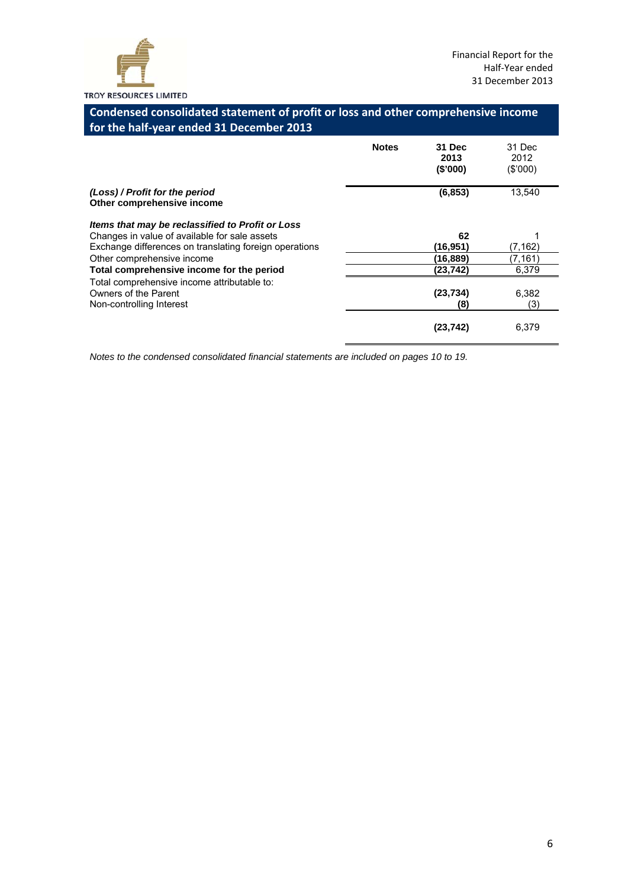## Condensed consolidated statement of profit or loss and other comprehensive income for the half-year ended 31 December 2013

| | Notes | **31 Dec 2013 ($'000)** | 31 Dec 2012 ($'000) |
|---|---|---|---|
| ***(Loss) / Profit for the period*** | | **(6,853)** | 13,540 |
| **Other comprehensive income** | | | |
| ***Items that may be reclassified to Profit or Loss*** | | | |
| Changes in value of available for sale assets | | **62** | 1 |
| Exchange differences on translating foreign operations | | **(16,951)** | (7,162) |
| Other comprehensive income | | **(16,889)** | (7,161) |
| **Total comprehensive income for the period** | | **(23,742)** | 6,379 |
| Total comprehensive income attributable to: | | | |
| Owners of the Parent | | **(23,734)** | 6,382 |
| Non-controlling Interest | | **(8)** | (3) |
| | | **(23,742)** | 6,379 |

*Notes to the condensed consolidated financial statements are included on pages 10 to 19.*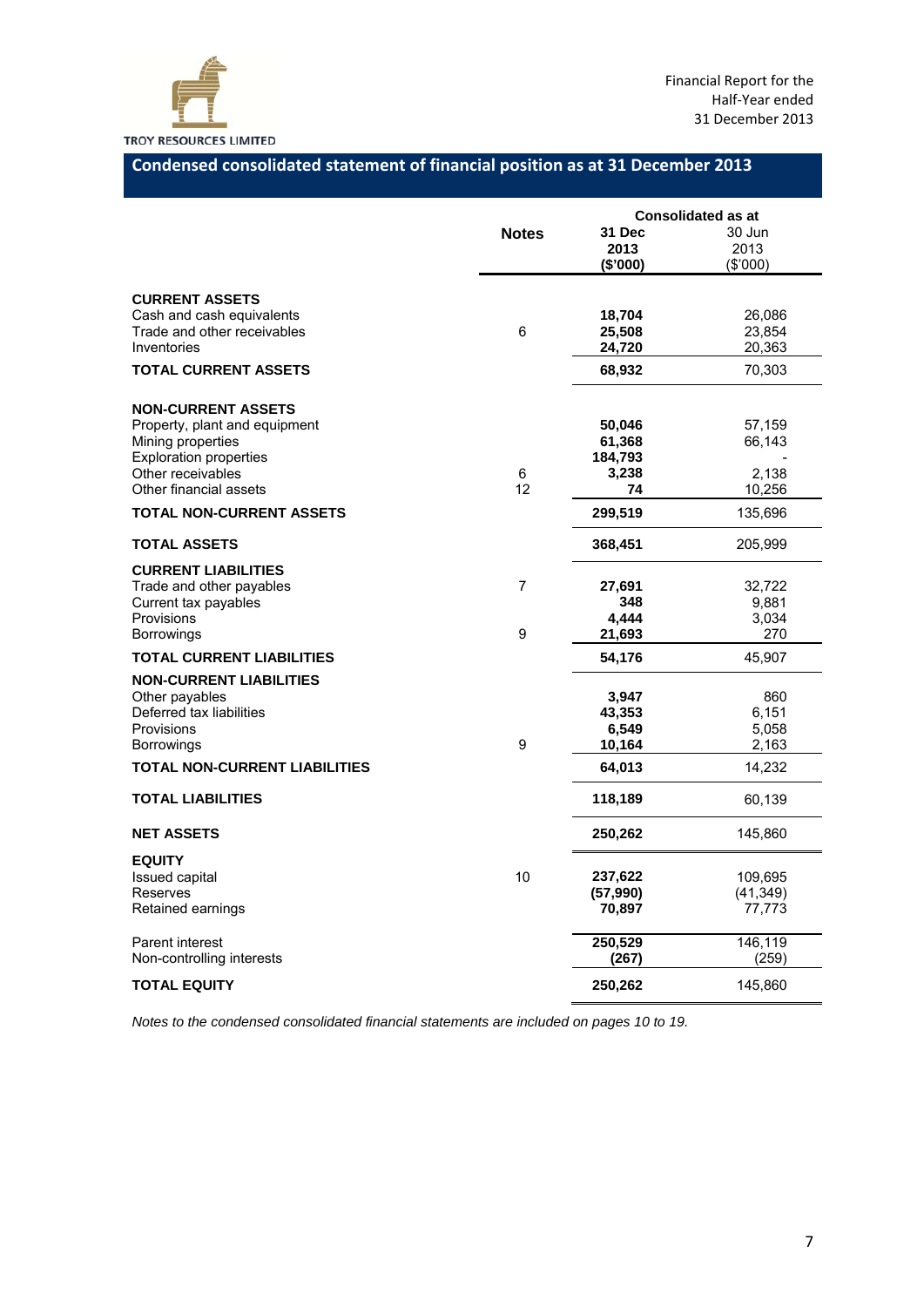TROY RESOURCES LIMITED

Financial Report for the Half-Year ended 31 December 2013

## Condensed consolidated statement of financial position as at 31 December 2013

| | Notes | Consolidated as at 31 Dec 2013 ($'000) | 30 Jun 2013 ($'000) |
|---|---|---|---|
| **CURRENT ASSETS** | | | |
| Cash and cash equivalents | | **18,704** | 26,086 |
| Trade and other receivables | 6 | **25,508** | 23,854 |
| Inventories | | **24,720** | 20,363 |
| **TOTAL CURRENT ASSETS** | | **68,932** | 70,303 |
| **NON-CURRENT ASSETS** | | | |
| Property, plant and equipment | | **50,046** | 57,159 |
| Mining properties | | **61,368** | 66,143 |
| Exploration properties | | **184,793** | - |
| Other receivables | 6 | **3,238** | 2,138 |
| Other financial assets | 12 | **74** | 10,256 |
| **TOTAL NON-CURRENT ASSETS** | | **299,519** | 135,696 |
| **TOTAL ASSETS** | | **368,451** | 205,999 |
| **CURRENT LIABILITIES** | | | |
| Trade and other payables | 7 | **27,691** | 32,722 |
| Current tax payables | | **348** | 9,881 |
| Provisions | | **4,444** | 3,034 |
| Borrowings | 9 | **21,693** | 270 |
| **TOTAL CURRENT LIABILITIES** | | **54,176** | 45,907 |
| **NON-CURRENT LIABILITIES** | | | |
| Other payables | | **3,947** | 860 |
| Deferred tax liabilities | | **43,353** | 6,151 |
| Provisions | | **6,549** | 5,058 |
| Borrowings | 9 | **10,164** | 2,163 |
| **TOTAL NON-CURRENT LIABILITIES** | | **64,013** | 14,232 |
| **TOTAL LIABILITIES** | | **118,189** | 60,139 |
| **NET ASSETS** | | **250,262** | 145,860 |
| **EQUITY** | | | |
| Issued capital | 10 | **237,622** | 109,695 |
| Reserves | | **(57,990)** | (41,349) |
| Retained earnings | | **70,897** | 77,773 |
| Parent interest | | **250,529** | 146,119 |
| Non-controlling interests | | **(267)** | (259) |
| **TOTAL EQUITY** | | **250,262** | 145,860 |

*Notes to the condensed consolidated financial statements are included on pages 10 to 19.*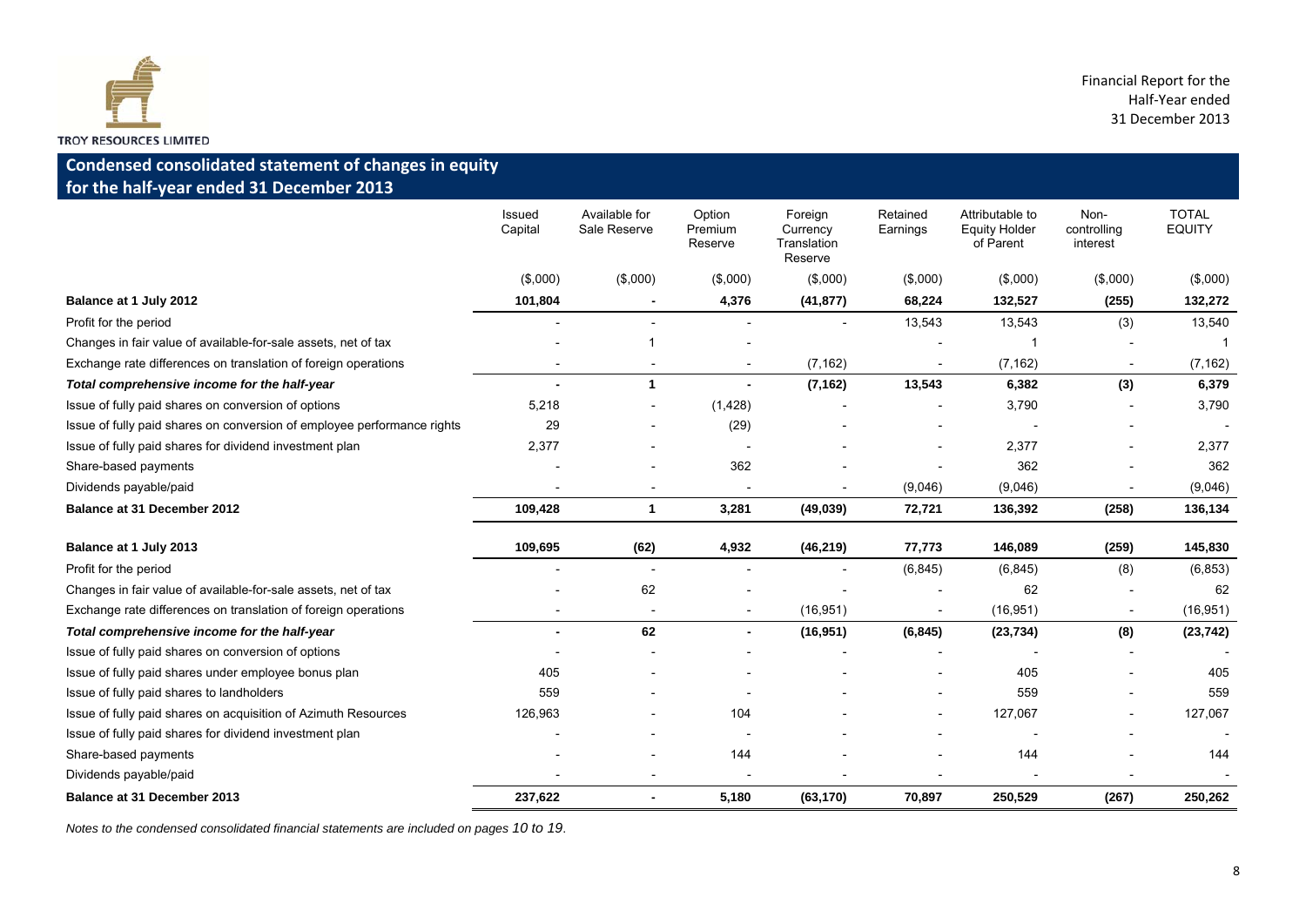## Condensed consolidated statement of changes in equity for the half-year ended 31 December 2013

| | Issued Capital | Available for Sale Reserve | Option Premium Reserve | Foreign Currency Translation Reserve | Retained Earnings | Attributable to Equity Holder of Parent | Non-controlling interest | TOTAL EQUITY |
|---|---|---|---|---|---|---|---|---|
| | ($,000) | ($,000) | ($,000) | ($,000) | ($,000) | ($,000) | ($,000) | ($,000) |
| **Balance at 1 July 2012** | **101,804** | **-** | **4,376** | **(41,877)** | **68,224** | **132,527** | **(255)** | **132,272** |
| Profit for the period | - | - | - | - | 13,543 | 13,543 | (3) | 13,540 |
| Changes in fair value of available-for-sale assets, net of tax | - | 1 | - | | - | 1 | - | 1 |
| Exchange rate differences on translation of foreign operations | - | - | - | (7,162) | - | (7,162) | - | (7,162) |
| ***Total comprehensive income for the half-year*** | **-** | **1** | **-** | **(7,162)** | **13,543** | **6,382** | **(3)** | **6,379** |
| Issue of fully paid shares on conversion of options | 5,218 | - | (1,428) | - | - | 3,790 | - | 3,790 |
| Issue of fully paid shares on conversion of employee performance rights | 29 | - | (29) | - | - | - | - | - |
| Issue of fully paid shares for dividend investment plan | 2,377 | - | - | - | - | 2,377 | - | 2,377 |
| Share-based payments | - | - | 362 | - | - | 362 | - | 362 |
| Dividends payable/paid | - | - | - | - | (9,046) | (9,046) | - | (9,046) |
| **Balance at 31 December 2012** | **109,428** | **1** | **3,281** | **(49,039)** | **72,721** | **136,392** | **(258)** | **136,134** |
| **Balance at 1 July 2013** | **109,695** | **(62)** | **4,932** | **(46,219)** | **77,773** | **146,089** | **(259)** | **145,830** |
| Profit for the period | - | - | - | - | (6,845) | (6,845) | (8) | (6,853) |
| Changes in fair value of available-for-sale assets, net of tax | - | 62 | - | - | - | 62 | - | 62 |
| Exchange rate differences on translation of foreign operations | - | - | - | (16,951) | - | (16,951) | - | (16,951) |
| ***Total comprehensive income for the half-year*** | **-** | **62** | **-** | **(16,951)** | **(6,845)** | **(23,734)** | **(8)** | **(23,742)** |
| Issue of fully paid shares on conversion of options | - | - | - | - | - | - | - | - |
| Issue of fully paid shares under employee bonus plan | 405 | - | - | - | - | 405 | - | 405 |
| Issue of fully paid shares to landholders | 559 | - | - | - | - | 559 | - | 559 |
| Issue of fully paid shares on acquisition of Azimuth Resources | 126,963 | - | 104 | - | - | 127,067 | - | 127,067 |
| Issue of fully paid shares for dividend investment plan | - | - | - | - | - | - | - | - |
| Share-based payments | - | - | 144 | - | - | 144 | - | 144 |
| Dividends payable/paid | - | - | - | - | - | - | - | - |
| **Balance at 31 December 2013** | **237,622** | **-** | **5,180** | **(63,170)** | **70,897** | **250,529** | **(267)** | **250,262** |

*Notes to the condensed consolidated financial statements are included on pages 10 to 19.*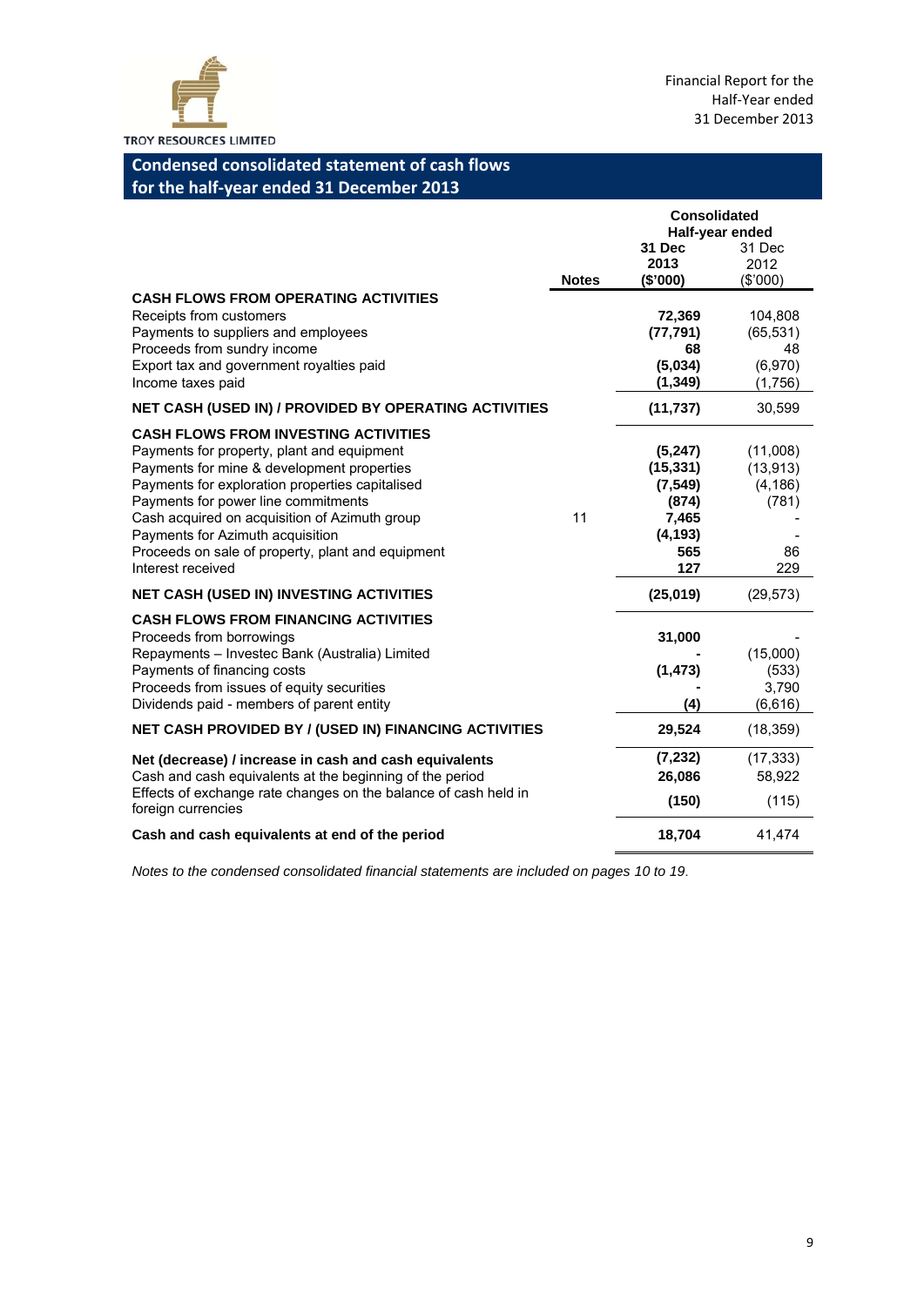TROY RESOURCES LIMITED

Financial Report for the Half-Year ended 31 December 2013

## Condensed consolidated statement of cash flows for the half-year ended 31 December 2013

| | Notes | Consolidated Half-year ended 31 Dec 2013 ($'000) | 31 Dec 2012 ($'000) |
|---|---|---|---|
| **CASH FLOWS FROM OPERATING ACTIVITIES** | | | |
| Receipts from customers | | **72,369** | 104,808 |
| Payments to suppliers and employees | | **(77,791)** | (65,531) |
| Proceeds from sundry income | | **68** | 48 |
| Export tax and government royalties paid | | **(5,034)** | (6,970) |
| Income taxes paid | | **(1,349)** | (1,756) |
| **NET CASH (USED IN) / PROVIDED BY OPERATING ACTIVITIES** | | **(11,737)** | 30,599 |
| **CASH FLOWS FROM INVESTING ACTIVITIES** | | | |
| Payments for property, plant and equipment | | **(5,247)** | (11,008) |
| Payments for mine & development properties | | **(15,331)** | (13,913) |
| Payments for exploration properties capitalised | | **(7,549)** | (4,186) |
| Payments for power line commitments | | **(874)** | (781) |
| Cash acquired on acquisition of Azimuth group | 11 | **7,465** | - |
| Payments for Azimuth acquisition | | **(4,193)** | - |
| Proceeds on sale of property, plant and equipment | | **565** | 86 |
| Interest received | | **127** | 229 |
| **NET CASH (USED IN) INVESTING ACTIVITIES** | | **(25,019)** | (29,573) |
| **CASH FLOWS FROM FINANCING ACTIVITIES** | | | |
| Proceeds from borrowings | | **31,000** | - |
| Repayments – Investec Bank (Australia) Limited | | **-** | (15,000) |
| Payments of financing costs | | **(1,473)** | (533) |
| Proceeds from issues of equity securities | | **-** | 3,790 |
| Dividends paid - members of parent entity | | **(4)** | (6,616) |
| **NET CASH PROVIDED BY / (USED IN) FINANCING ACTIVITIES** | | **29,524** | (18,359) |
| **Net (decrease) / increase in cash and cash equivalents** | | **(7,232)** | (17,333) |
| Cash and cash equivalents at the beginning of the period | | **26,086** | 58,922 |
| Effects of exchange rate changes on the balance of cash held in foreign currencies | | **(150)** | (115) |
| **Cash and cash equivalents at end of the period** | | **18,704** | 41,474 |

*Notes to the condensed consolidated financial statements are included on pages 10 to 19.*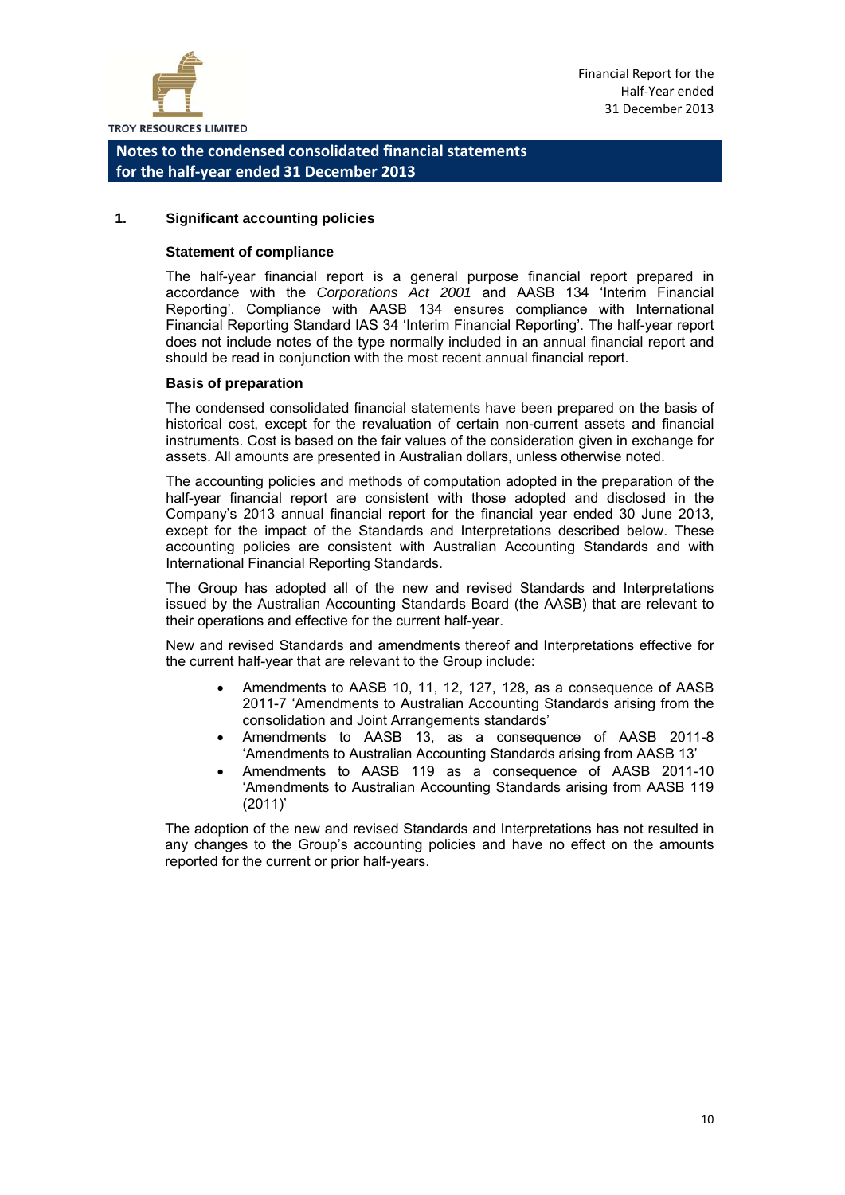# Notes to the condensed consolidated financial statements for the half-year ended 31 December 2013

## 1. Significant accounting policies

### Statement of compliance

The half-year financial report is a general purpose financial report prepared in accordance with the *Corporations Act 2001* and AASB 134 'Interim Financial Reporting'. Compliance with AASB 134 ensures compliance with International Financial Reporting Standard IAS 34 'Interim Financial Reporting'. The half-year report does not include notes of the type normally included in an annual financial report and should be read in conjunction with the most recent annual financial report.

### Basis of preparation

The condensed consolidated financial statements have been prepared on the basis of historical cost, except for the revaluation of certain non-current assets and financial instruments. Cost is based on the fair values of the consideration given in exchange for assets. All amounts are presented in Australian dollars, unless otherwise noted.

The accounting policies and methods of computation adopted in the preparation of the half-year financial report are consistent with those adopted and disclosed in the Company's 2013 annual financial report for the financial year ended 30 June 2013, except for the impact of the Standards and Interpretations described below. These accounting policies are consistent with Australian Accounting Standards and with International Financial Reporting Standards.

The Group has adopted all of the new and revised Standards and Interpretations issued by the Australian Accounting Standards Board (the AASB) that are relevant to their operations and effective for the current half-year.

New and revised Standards and amendments thereof and Interpretations effective for the current half-year that are relevant to the Group include:

- Amendments to AASB 10, 11, 12, 127, 128, as a consequence of AASB 2011-7 'Amendments to Australian Accounting Standards arising from the consolidation and Joint Arrangements standards'
- Amendments to AASB 13, as a consequence of AASB 2011-8 'Amendments to Australian Accounting Standards arising from AASB 13'
- Amendments to AASB 119 as a consequence of AASB 2011-10 'Amendments to Australian Accounting Standards arising from AASB 119 (2011)'

The adoption of the new and revised Standards and Interpretations has not resulted in any changes to the Group's accounting policies and have no effect on the amounts reported for the current or prior half-years.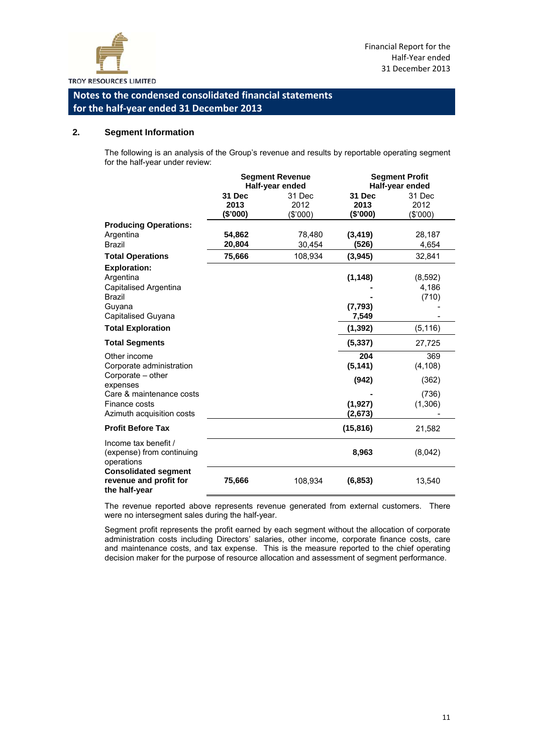## Notes to the condensed consolidated financial statements for the half-year ended 31 December 2013

### 2. Segment Information

The following is an analysis of the Group's revenue and results by reportable operating segment for the half-year under review:

| | Segment Revenue Half-year ended | | Segment Profit Half-year ended | |
|---|---|---|---|---|
| | **31 Dec 2013 ($'000)** | 31 Dec 2012 ($'000) | **31 Dec 2013 ($'000)** | 31 Dec 2012 ($'000) |
| **Producing Operations:** | | | | |
| Argentina | **54,862** | 78,480 | **(3,419)** | 28,187 |
| Brazil | **20,804** | 30,454 | **(526)** | 4,654 |
| **Total Operations** | **75,666** | 108,934 | **(3,945)** | 32,841 |
| **Exploration:** | | | | |
| Argentina | | | **(1,148)** | (8,592) |
| Capitalised Argentina | | | **-** | 4,186 |
| Brazil | | | **-** | (710) |
| Guyana | | | **(7,793)** | - |
| Capitalised Guyana | | | **7,549** | - |
| **Total Exploration** | | | **(1,392)** | (5,116) |
| **Total Segments** | | | **(5,337)** | 27,725 |
| Other income | | | **204** | 369 |
| Corporate administration | | | **(5,141)** | (4,108) |
| Corporate – other expenses | | | **(942)** | (362) |
| Care & maintenance costs | | | **-** | (736) |
| Finance costs | | | **(1,927)** | (1,306) |
| Azimuth acquisition costs | | | **(2,673)** | - |
| **Profit Before Tax** | | | **(15,816)** | 21,582 |
| Income tax benefit / (expense) from continuing operations | | | **8,963** | (8,042) |
| **Consolidated segment revenue and profit for the half-year** | **75,666** | 108,934 | **(6,853)** | 13,540 |

The revenue reported above represents revenue generated from external customers. There were no intersegment sales during the half-year.

Segment profit represents the profit earned by each segment without the allocation of corporate administration costs including Directors' salaries, other income, corporate finance costs, care and maintenance costs, and tax expense. This is the measure reported to the chief operating decision maker for the purpose of resource allocation and assessment of segment performance.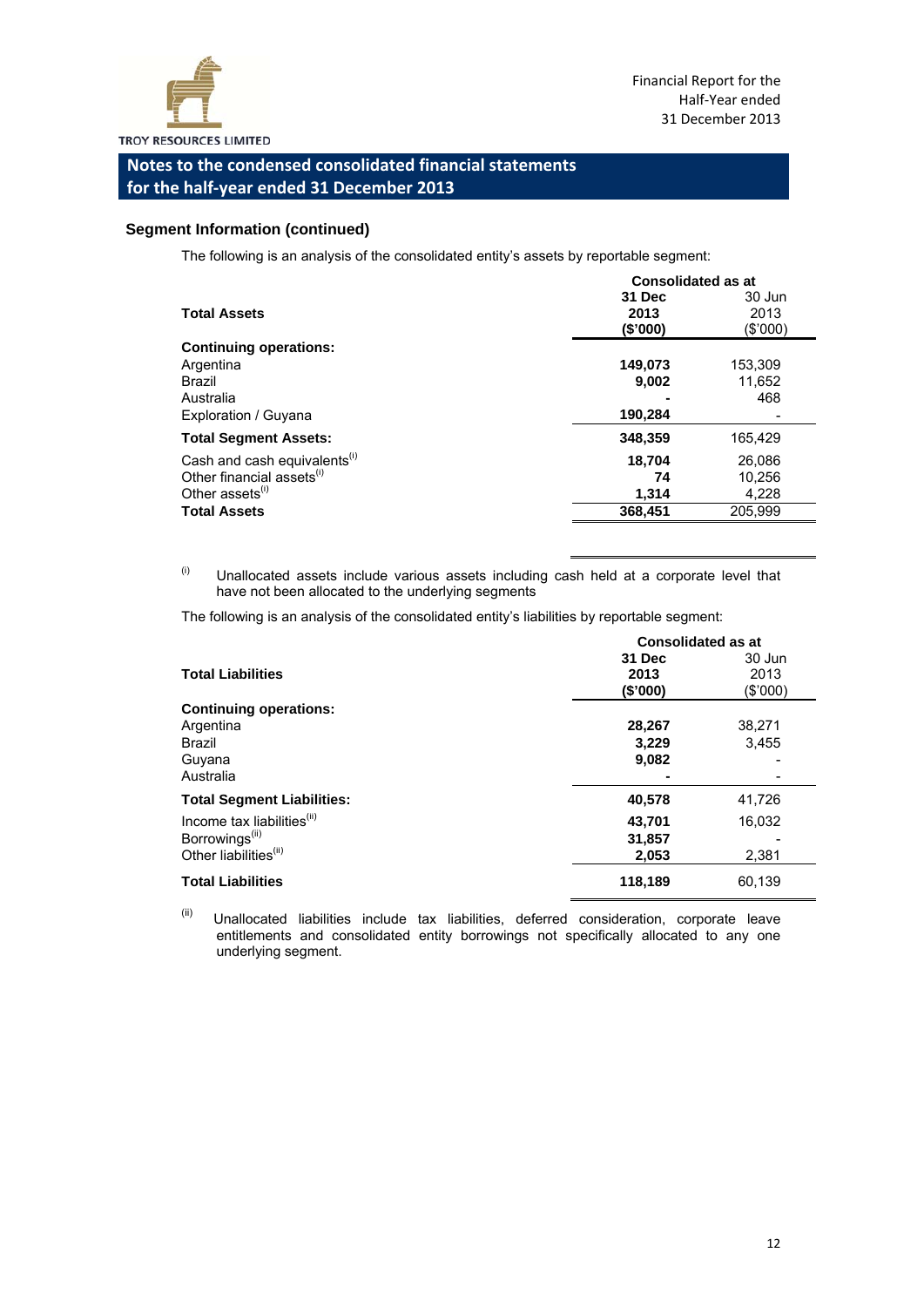## Notes to the condensed consolidated financial statements for the half-year ended 31 December 2013

### Segment Information (continued)

The following is an analysis of the consolidated entity's assets by reportable segment:

| Total Assets | Consolidated as at 31 Dec 2013 ($'000) | 30 Jun 2013 ($'000) |
|---|---|---|
| **Continuing operations:** | | |
| Argentina | **149,073** | 153,309 |
| Brazil | **9,002** | 11,652 |
| Australia | **-** | 468 |
| Exploration / Guyana | **190,284** | - |
| **Total Segment Assets:** | **348,359** | 165,429 |
| Cash and cash equivalents[(i)] | **18,704** | 26,086 |
| Other financial assets[(i)] | **74** | 10,256 |
| Other assets[(i)] | **1,314** | 4,228 |
| **Total Assets** | **368,451** | 205,999 |

(i) Unallocated assets include various assets including cash held at a corporate level that have not been allocated to the underlying segments

The following is an analysis of the consolidated entity's liabilities by reportable segment:

| Total Liabilities | Consolidated as at 31 Dec 2013 ($'000) | 30 Jun 2013 ($'000) |
|---|---|---|
| **Continuing operations:** | | |
| Argentina | **28,267** | 38,271 |
| Brazil | **3,229** | 3,455 |
| Guyana | **9,082** | - |
| Australia | **-** | - |
| **Total Segment Liabilities:** | **40,578** | 41,726 |
| Income tax liabilities[(ii)] | **43,701** | 16,032 |
| Borrowings[(ii)] | **31,857** | - |
| Other liabilities[(ii)] | **2,053** | 2,381 |
| **Total Liabilities** | **118,189** | 60,139 |

(ii) Unallocated liabilities include tax liabilities, deferred consideration, corporate leave entitlements and consolidated entity borrowings not specifically allocated to any one underlying segment.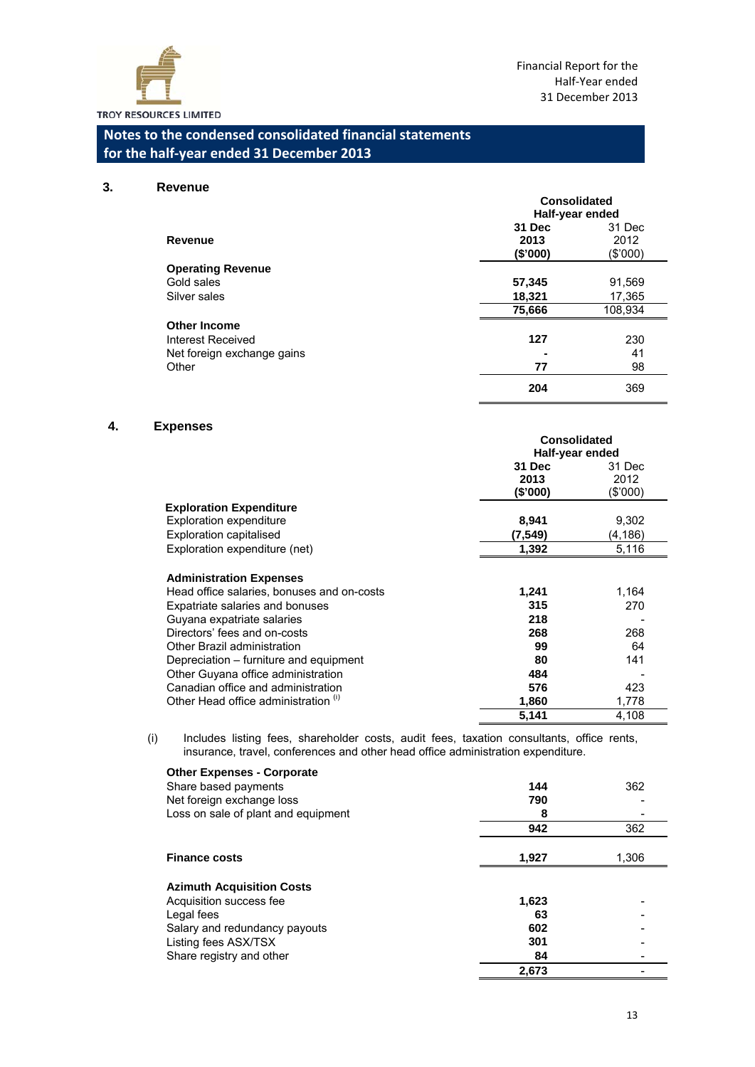## Notes to the condensed consolidated financial statements for the half-year ended 31 December 2013

### 3. Revenue

| Revenue | Consolidated Half-year ended 31 Dec 2013 ($'000) | 31 Dec 2012 ($'000) |
|---|---|---|
| **Operating Revenue** | | |
| Gold sales | **57,345** | 91,569 |
| Silver sales | **18,321** | 17,365 |
| | **75,666** | 108,934 |
| **Other Income** | | |
| Interest Received | **127** | 230 |
| Net foreign exchange gains | **-** | 41 |
| Other | **77** | 98 |
| | **204** | 369 |

### 4. Expenses

| | Consolidated Half-year ended 31 Dec 2013 ($'000) | 31 Dec 2012 ($'000) |
|---|---|---|
| **Exploration Expenditure** | | |
| Exploration expenditure | **8,941** | 9,302 |
| Exploration capitalised | **(7,549)** | (4,186) |
| Exploration expenditure (net) | **1,392** | 5,116 |
| **Administration Expenses** | | |
| Head office salaries, bonuses and on-costs | **1,241** | 1,164 |
| Expatriate salaries and bonuses | **315** | 270 |
| Guyana expatriate salaries | **218** | - |
| Directors' fees and on-costs | **268** | 268 |
| Other Brazil administration | **99** | 64 |
| Depreciation – furniture and equipment | **80** | 141 |
| Other Guyana office administration | **484** | - |
| Canadian office and administration | **576** | 423 |
| Other Head office administration (i) | **1,860** | 1,778 |
| | **5,141** | 4,108 |

(i) Includes listing fees, shareholder costs, audit fees, taxation consultants, office rents, insurance, travel, conferences and other head office administration expenditure.

| | 31 Dec 2013 ($'000) | 31 Dec 2012 ($'000) |
|---|---|---|
| **Other Expenses - Corporate** | | |
| Share based payments | **144** | 362 |
| Net foreign exchange loss | **790** | - |
| Loss on sale of plant and equipment | **8** | - |
| | **942** | 362 |
| **Finance costs** | **1,927** | 1,306 |
| **Azimuth Acquisition Costs** | | |
| Acquisition success fee | **1,623** | - |
| Legal fees | **63** | - |
| Salary and redundancy payouts | **602** | - |
| Listing fees ASX/TSX | **301** | - |
| Share registry and other | **84** | - |
| | **2,673** | - |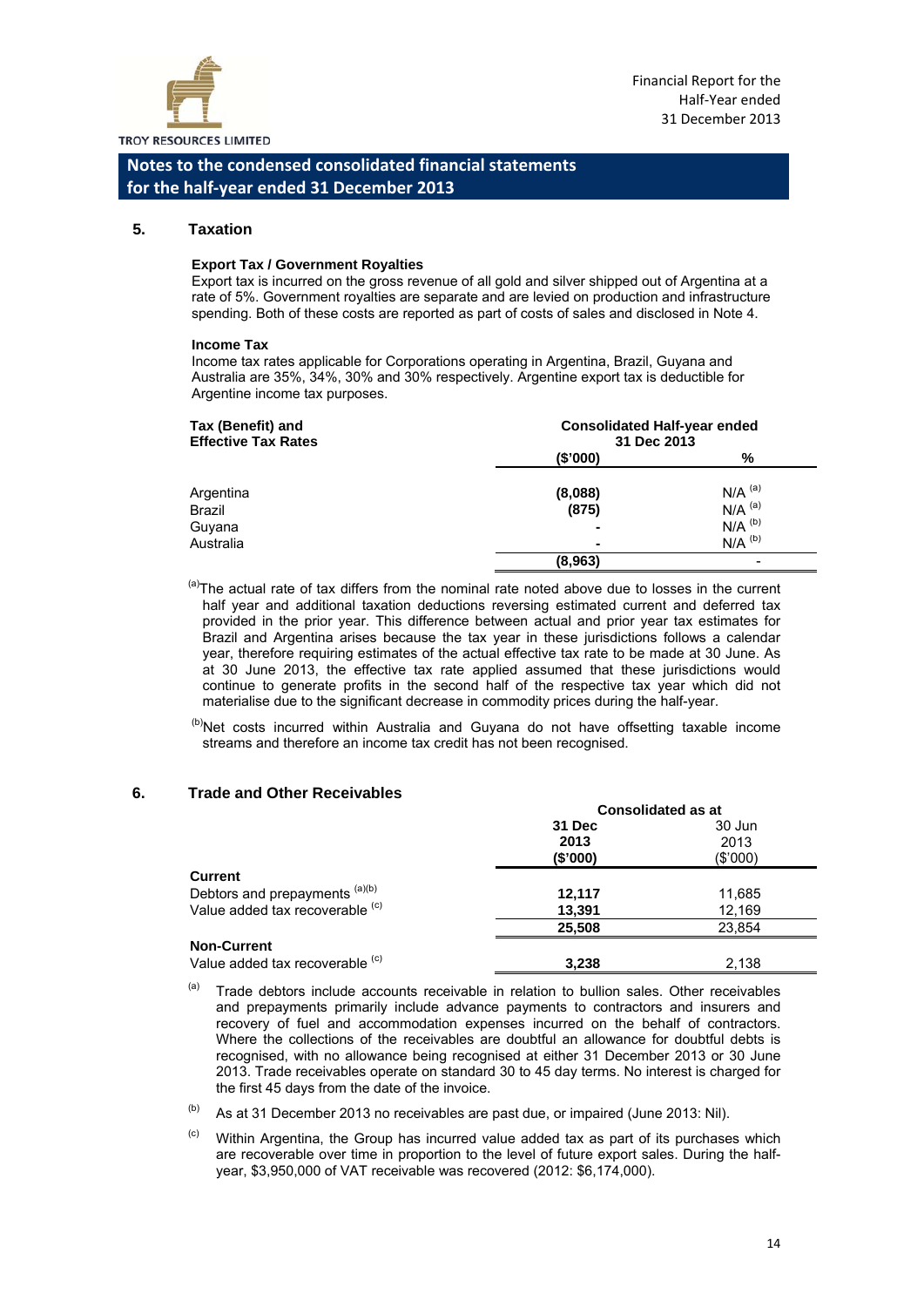## Notes to the condensed consolidated financial statements for the half-year ended 31 December 2013

### 5. Taxation

**Export Tax / Government Royalties**

Export tax is incurred on the gross revenue of all gold and silver shipped out of Argentina at a rate of 5%. Government royalties are separate and are levied on production and infrastructure spending. Both of these costs are reported as part of costs of sales and disclosed in Note 4.

**Income Tax**

Income tax rates applicable for Corporations operating in Argentina, Brazil, Guyana and Australia are 35%, 34%, 30% and 30% respectively. Argentine export tax is deductible for Argentine income tax purposes.

| Tax (Benefit) and Effective Tax Rates | Consolidated Half-year ended 31 Dec 2013 | |
|---|---|---|
| | **($'000)** | **%** |
| Argentina | **(8,088)** | N/A [(a)] |
| Brazil | **(875)** | N/A [(a)] |
| Guyana | **-** | N/A [(b)] |
| Australia | **-** | N/A [(b)] |
| | **(8,963)** | - |

[(a)] The actual rate of tax differs from the nominal rate noted above due to losses in the current half year and additional taxation deductions reversing estimated current and deferred tax provided in the prior year. This difference between actual and prior year tax estimates for Brazil and Argentina arises because the tax year in these jurisdictions follows a calendar year, therefore requiring estimates of the actual effective tax rate to be made at 30 June. As at 30 June 2013, the effective tax rate applied assumed that these jurisdictions would continue to generate profits in the second half of the respective tax year which did not materialise due to the significant decrease in commodity prices during the half-year.

[(b)] Net costs incurred within Australia and Guyana do not have offsetting taxable income streams and therefore an income tax credit has not been recognised.

### 6. Trade and Other Receivables

| | Consolidated as at | |
|---|---|---|
| | **31 Dec 2013 ($'000)** | 30 Jun 2013 ($'000) |
| **Current** | | |
| Debtors and prepayments [(a)(b)] | **12,117** | 11,685 |
| Value added tax recoverable [(c)] | **13,391** | 12,169 |
| | **25,508** | 23,854 |
| **Non-Current** | | |
| Value added tax recoverable [(c)] | **3,238** | 2,138 |

[(a)] Trade debtors include accounts receivable in relation to bullion sales. Other receivables and prepayments primarily include advance payments to contractors and insurers and recovery of fuel and accommodation expenses incurred on the behalf of contractors. Where the collections of the receivables are doubtful an allowance for doubtful debts is recognised, with no allowance being recognised at either 31 December 2013 or 30 June 2013. Trade receivables operate on standard 30 to 45 day terms. No interest is charged for the first 45 days from the date of the invoice.

[(b)] As at 31 December 2013 no receivables are past due, or impaired (June 2013: Nil).

[(c)] Within Argentina, the Group has incurred value added tax as part of its purchases which are recoverable over time in proportion to the level of future export sales. During the half-year, $3,950,000 of VAT receivable was recovered (2012: $6,174,000).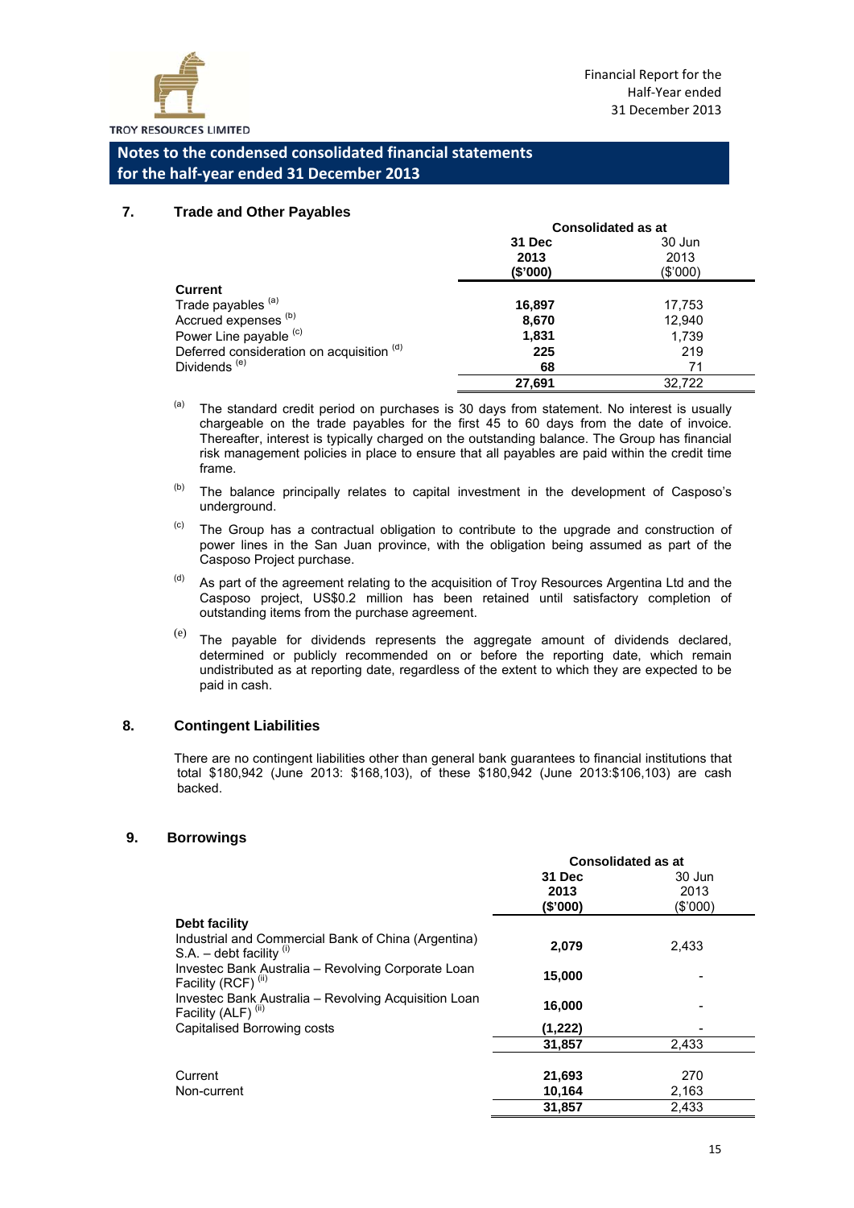## Notes to the condensed consolidated financial statements for the half-year ended 31 December 2013

### 7. Trade and Other Payables

| | Consolidated as at | |
|---|---|---|
| | **31 Dec 2013 ($'000)** | 30 Jun 2013 ($'000) |
| **Current** | | |
| Trade payables [(a)] | **16,897** | 17,753 |
| Accrued expenses [(b)] | **8,670** | 12,940 |
| Power Line payable [(c)] | **1,831** | 1,739 |
| Deferred consideration on acquisition [(d)] | **225** | 219 |
| Dividends [(e)] | **68** | 71 |
| | **27,691** | 32,722 |

(a) The standard credit period on purchases is 30 days from statement. No interest is usually chargeable on the trade payables for the first 45 to 60 days from the date of invoice. Thereafter, interest is typically charged on the outstanding balance. The Group has financial risk management policies in place to ensure that all payables are paid within the credit time frame.

(b) The balance principally relates to capital investment in the development of Casposo's underground.

(c) The Group has a contractual obligation to contribute to the upgrade and construction of power lines in the San Juan province, with the obligation being assumed as part of the Casposo Project purchase.

(d) As part of the agreement relating to the acquisition of Troy Resources Argentina Ltd and the Casposo project, US$0.2 million has been retained until satisfactory completion of outstanding items from the purchase agreement.

(e) The payable for dividends represents the aggregate amount of dividends declared, determined or publicly recommended on or before the reporting date, which remain undistributed as at reporting date, regardless of the extent to which they are expected to be paid in cash.

### 8. Contingent Liabilities

There are no contingent liabilities other than general bank guarantees to financial institutions that total $180,942 (June 2013: $168,103), of these $180,942 (June 2013:$106,103) are cash backed.

### 9. Borrowings

| | Consolidated as at | |
|---|---|---|
| | **31 Dec 2013 ($'000)** | 30 Jun 2013 ($'000) |
| **Debt facility** | | |
| Industrial and Commercial Bank of China (Argentina) S.A. – debt facility [(i)] | **2,079** | 2,433 |
| Investec Bank Australia – Revolving Corporate Loan Facility (RCF) [(ii)] | **15,000** | - |
| Investec Bank Australia – Revolving Acquisition Loan Facility (ALF) [(ii)] | **16,000** | - |
| Capitalised Borrowing costs | **(1,222)** | - |
| | **31,857** | 2,433 |
| | | |
| Current | **21,693** | 270 |
| Non-current | **10,164** | 2,163 |
| | **31,857** | 2,433 |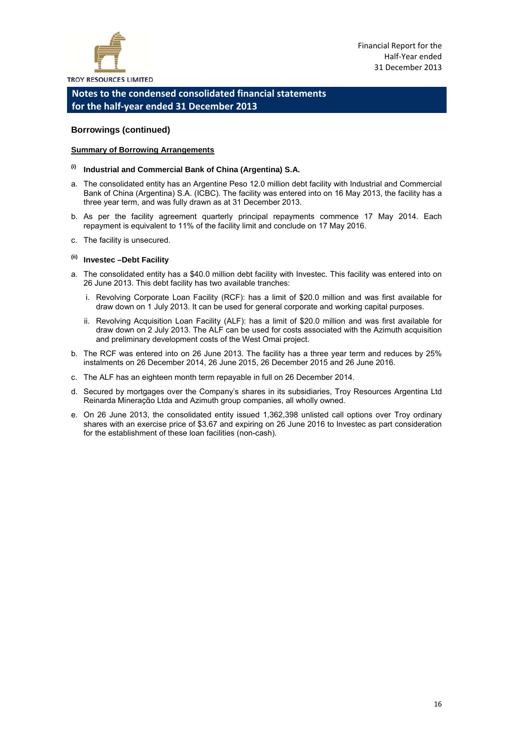## Notes to the condensed consolidated financial statements for the half-year ended 31 December 2013

### Borrowings (continued)

**Summary of Borrowing Arrangements**

#### (i) Industrial and Commercial Bank of China (Argentina) S.A.

a. The consolidated entity has an Argentine Peso 12.0 million debt facility with Industrial and Commercial Bank of China (Argentina) S.A. (ICBC). The facility was entered into on 16 May 2013, the facility has a three year term, and was fully drawn as at 31 December 2013.

b. As per the facility agreement quarterly principal repayments commence 17 May 2014. Each repayment is equivalent to 11% of the facility limit and conclude on 17 May 2016.

c. The facility is unsecured.

#### (ii) Investec –Debt Facility

a. The consolidated entity has a $40.0 million debt facility with Investec. This facility was entered into on 26 June 2013. This debt facility has two available tranches:

   i. Revolving Corporate Loan Facility (RCF): has a limit of $20.0 million and was first available for draw down on 1 July 2013. It can be used for general corporate and working capital purposes.

   ii. Revolving Acquisition Loan Facility (ALF): has a limit of $20.0 million and was first available for draw down on 2 July 2013. The ALF can be used for costs associated with the Azimuth acquisition and preliminary development costs of the West Omai project.

b. The RCF was entered into on 26 June 2013. The facility has a three year term and reduces by 25% instalments on 26 December 2014, 26 June 2015, 26 December 2015 and 26 June 2016.

c. The ALF has an eighteen month term repayable in full on 26 December 2014.

d. Secured by mortgages over the Company's shares in its subsidiaries, Troy Resources Argentina Ltd Reinarda Mineração Ltda and Azimuth group companies, all wholly owned.

e. On 26 June 2013, the consolidated entity issued 1,362,398 unlisted call options over Troy ordinary shares with an exercise price of $3.67 and expiring on 26 June 2016 to Investec as part consideration for the establishment of these loan facilities (non-cash).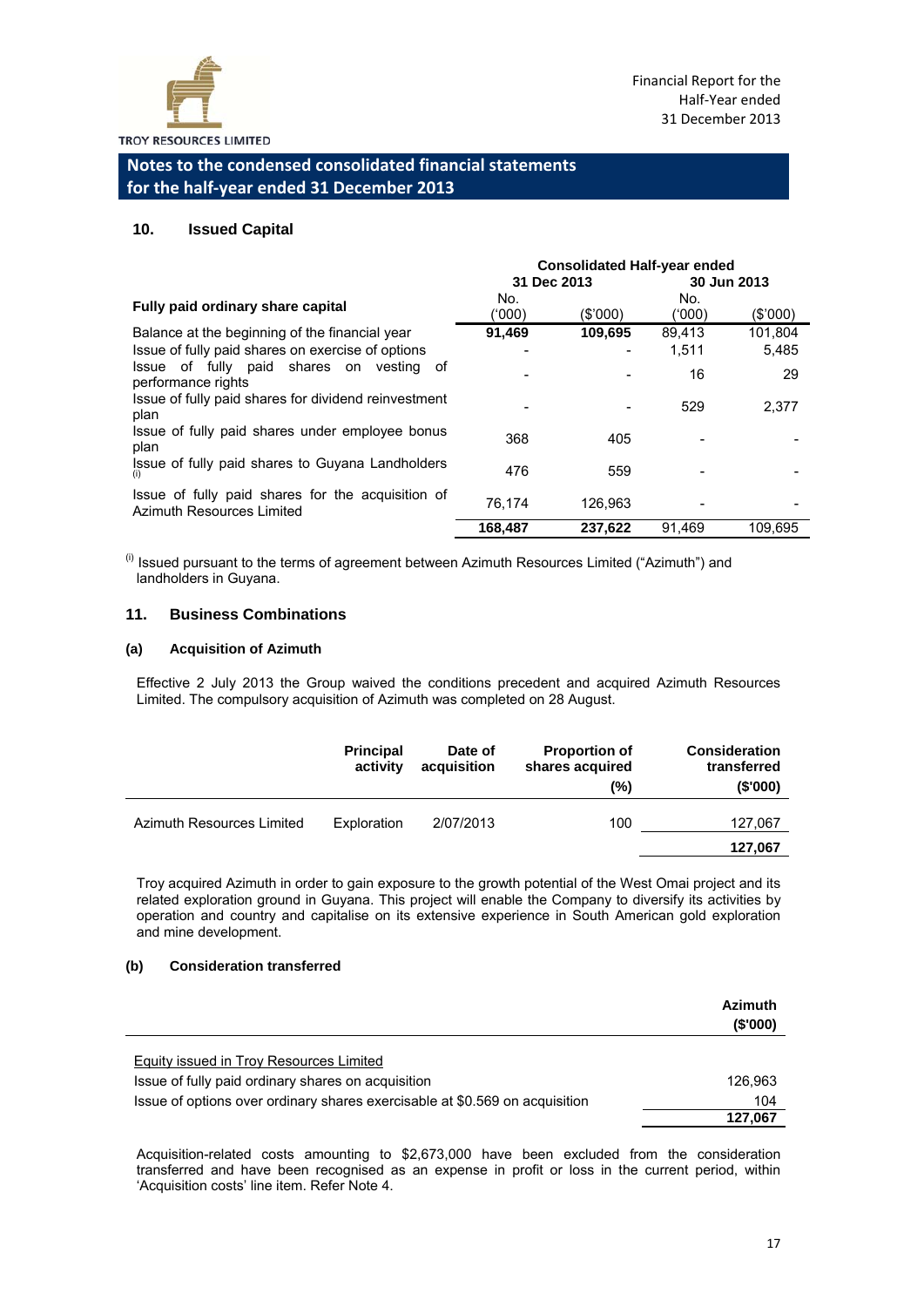## Notes to the condensed consolidated financial statements for the half-year ended 31 December 2013

### 10. Issued Capital

| Fully paid ordinary share capital | Consolidated Half-year ended 31 Dec 2013 No. ('000) | 31 Dec 2013 ($'000) | 30 Jun 2013 No. ('000) | 30 Jun 2013 ($'000) |
|---|---|---|---|---|
| Balance at the beginning of the financial year | **91,469** | **109,695** | 89,413 | 101,804 |
| Issue of fully paid shares on exercise of options | - | - | 1,511 | 5,485 |
| Issue of fully paid shares on vesting of performance rights | - | - | 16 | 29 |
| Issue of fully paid shares for dividend reinvestment plan | - | - | 529 | 2,377 |
| Issue of fully paid shares under employee bonus plan | 368 | 405 | - | - |
| Issue of fully paid shares to Guyana Landholders [(i)] | 476 | 559 | - | - |
| Issue of fully paid shares for the acquisition of Azimuth Resources Limited | 76,174 | 126,963 | - | - |
| | **168,487** | **237,622** | 91,469 | 109,695 |

[(i)] Issued pursuant to the terms of agreement between Azimuth Resources Limited ("Azimuth") and landholders in Guyana.

### 11. Business Combinations

#### (a) Acquisition of Azimuth

Effective 2 July 2013 the Group waived the conditions precedent and acquired Azimuth Resources Limited. The compulsory acquisition of Azimuth was completed on 28 August.

| | Principal activity | Date of acquisition | Proportion of shares acquired (%) | Consideration transferred ($'000) |
|---|---|---|---|---|
| Azimuth Resources Limited | Exploration | 2/07/2013 | 100 | 127,067 |
| | | | | **127,067** |

Troy acquired Azimuth in order to gain exposure to the growth potential of the West Omai project and its related exploration ground in Guyana. This project will enable the Company to diversify its activities by operation and country and capitalise on its extensive experience in South American gold exploration and mine development.

#### (b) Consideration transferred

| | Azimuth ($'000) |
|---|---|
| Equity issued in Troy Resources Limited | |
| Issue of fully paid ordinary shares on acquisition | 126,963 |
| Issue of options over ordinary shares exercisable at $0.569 on acquisition | 104 |
| | **127,067** |

Acquisition-related costs amounting to $2,673,000 have been excluded from the consideration transferred and have been recognised as an expense in profit or loss in the current period, within 'Acquisition costs' line item. Refer Note 4.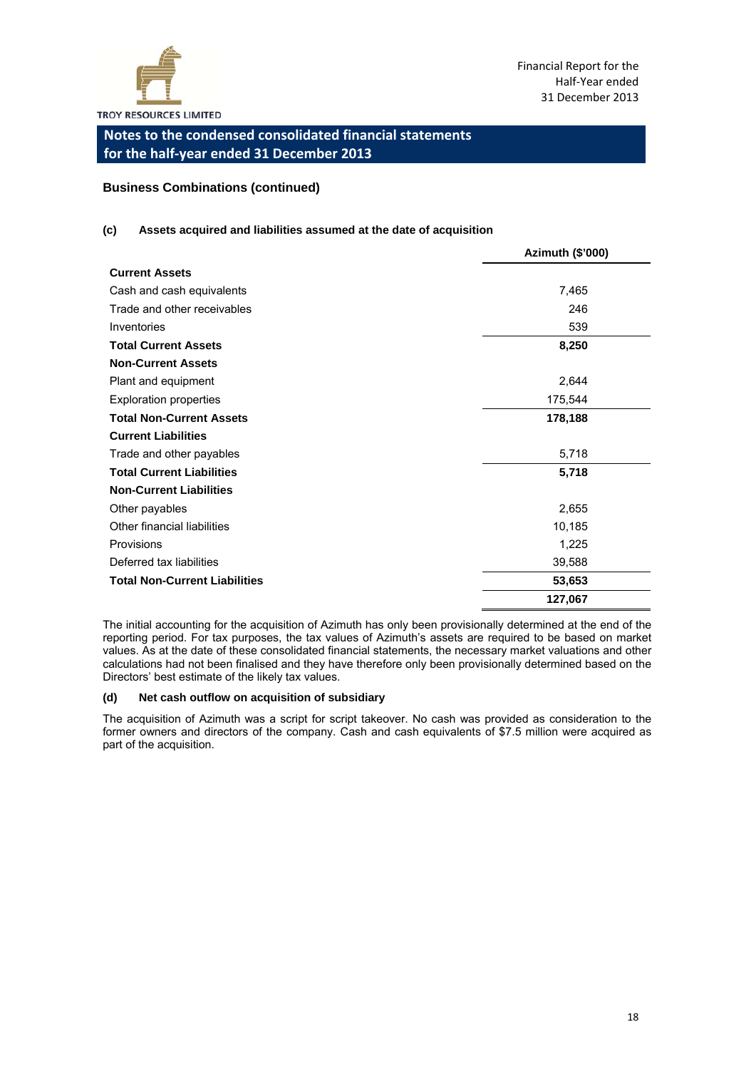## Notes to the condensed consolidated financial statements for the half-year ended 31 December 2013

### Business Combinations (continued)

#### (c) Assets acquired and liabilities assumed at the date of acquisition

| | Azimuth ($'000) |
|---|---|
| **Current Assets** | |
| Cash and cash equivalents | 7,465 |
| Trade and other receivables | 246 |
| Inventories | 539 |
| **Total Current Assets** | **8,250** |
| **Non-Current Assets** | |
| Plant and equipment | 2,644 |
| Exploration properties | 175,544 |
| **Total Non-Current Assets** | **178,188** |
| **Current Liabilities** | |
| Trade and other payables | 5,718 |
| **Total Current Liabilities** | **5,718** |
| **Non-Current Liabilities** | |
| Other payables | 2,655 |
| Other financial liabilities | 10,185 |
| Provisions | 1,225 |
| Deferred tax liabilities | 39,588 |
| **Total Non-Current Liabilities** | **53,653** |
| | **127,067** |

The initial accounting for the acquisition of Azimuth has only been provisionally determined at the end of the reporting period. For tax purposes, the tax values of Azimuth's assets are required to be based on market values. As at the date of these consolidated financial statements, the necessary market valuations and other calculations had not been finalised and they have therefore only been provisionally determined based on the Directors' best estimate of the likely tax values.

#### (d) Net cash outflow on acquisition of subsidiary

The acquisition of Azimuth was a script for script takeover. No cash was provided as consideration to the former owners and directors of the company. Cash and cash equivalents of $7.5 million were acquired as part of the acquisition.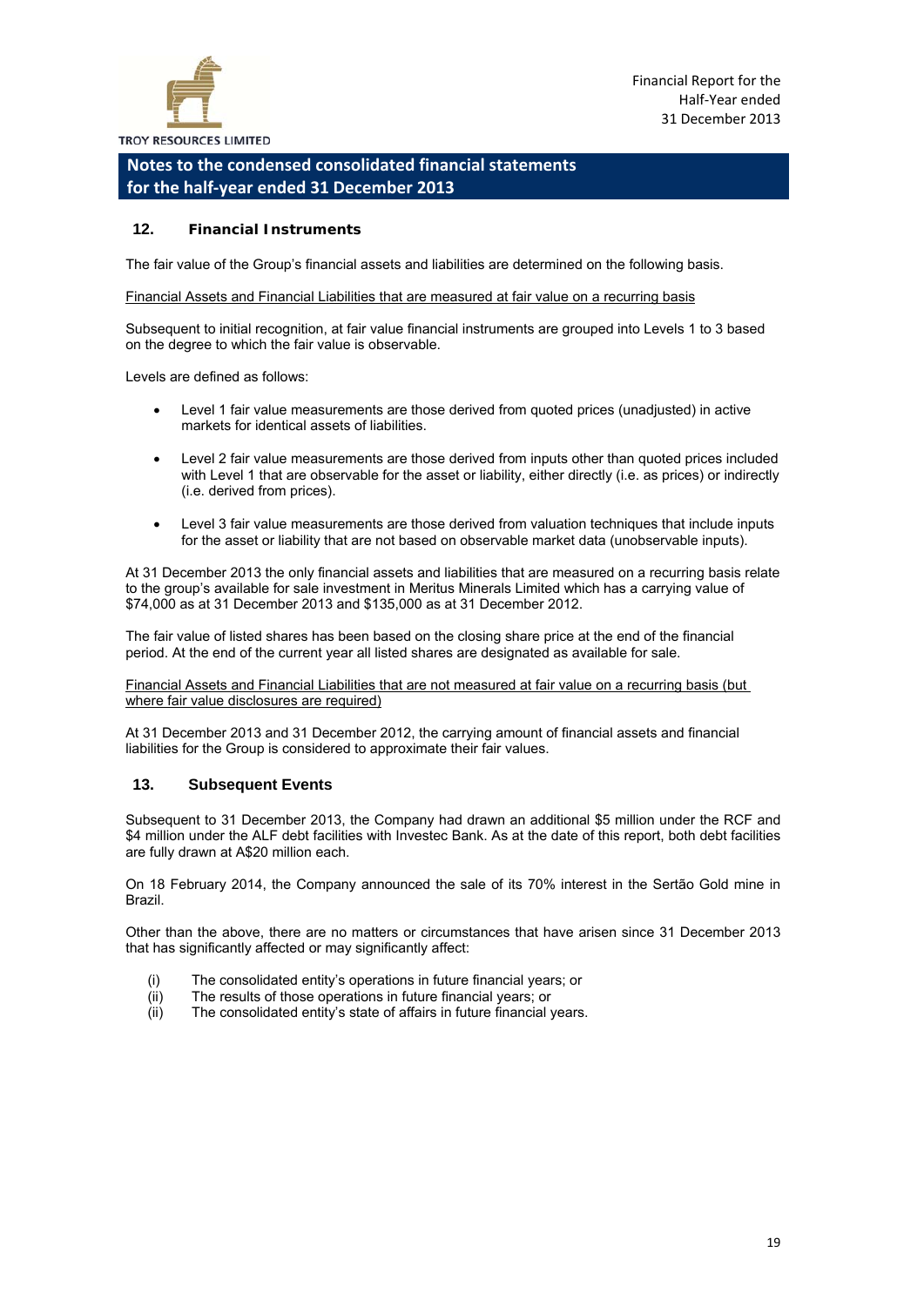## Notes to the condensed consolidated financial statements for the half-year ended 31 December 2013

### 12. Financial Instruments

The fair value of the Group's financial assets and liabilities are determined on the following basis.

Financial Assets and Financial Liabilities that are measured at fair value on a recurring basis

Subsequent to initial recognition, at fair value financial instruments are grouped into Levels 1 to 3 based on the degree to which the fair value is observable.

Levels are defined as follows:

- Level 1 fair value measurements are those derived from quoted prices (unadjusted) in active markets for identical assets of liabilities.
- Level 2 fair value measurements are those derived from inputs other than quoted prices included with Level 1 that are observable for the asset or liability, either directly (i.e. as prices) or indirectly (i.e. derived from prices).
- Level 3 fair value measurements are those derived from valuation techniques that include inputs for the asset or liability that are not based on observable market data (unobservable inputs).

At 31 December 2013 the only financial assets and liabilities that are measured on a recurring basis relate to the group's available for sale investment in Meritus Minerals Limited which has a carrying value of $74,000 as at 31 December 2013 and $135,000 as at 31 December 2012.

The fair value of listed shares has been based on the closing share price at the end of the financial period. At the end of the current year all listed shares are designated as available for sale.

Financial Assets and Financial Liabilities that are not measured at fair value on a recurring basis (but where fair value disclosures are required)

At 31 December 2013 and 31 December 2012, the carrying amount of financial assets and financial liabilities for the Group is considered to approximate their fair values.

### 13. Subsequent Events

Subsequent to 31 December 2013, the Company had drawn an additional $5 million under the RCF and $4 million under the ALF debt facilities with Investec Bank. As at the date of this report, both debt facilities are fully drawn at A$20 million each.

On 18 February 2014, the Company announced the sale of its 70% interest in the Sertão Gold mine in Brazil.

Other than the above, there are no matters or circumstances that have arisen since 31 December 2013 that has significantly affected or may significantly affect:

(i) The consolidated entity's operations in future financial years; or
(ii) The results of those operations in future financial years; or
(ii) The consolidated entity's state of affairs in future financial years.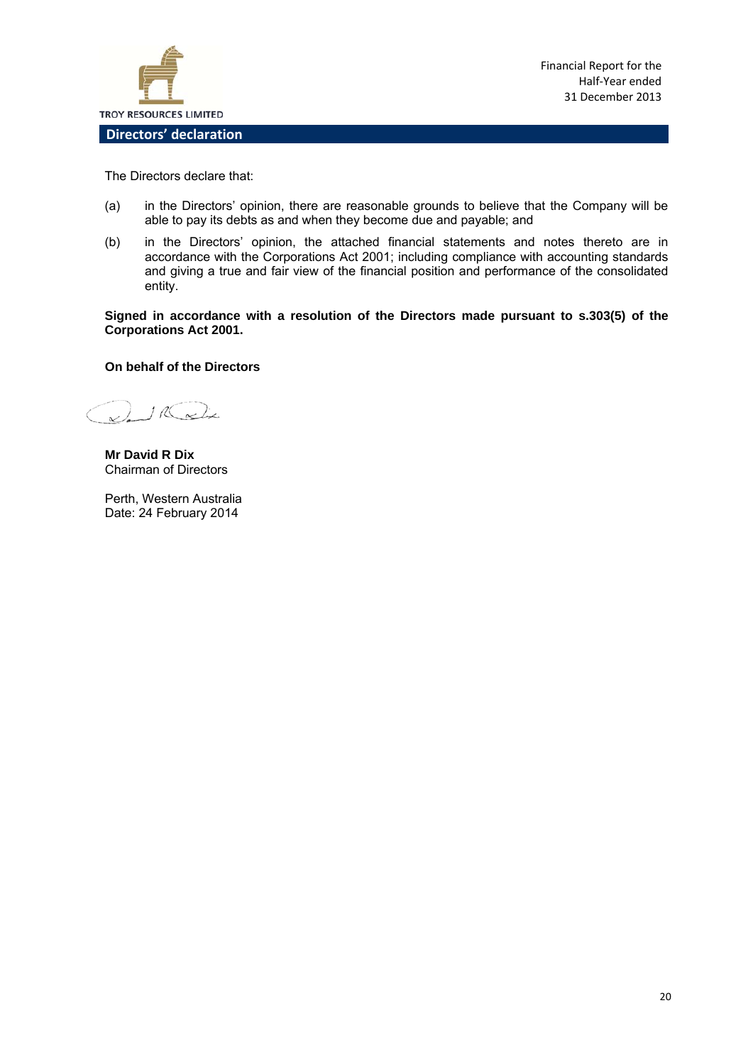## Directors' declaration

The Directors declare that:

(a) in the Directors' opinion, there are reasonable grounds to believe that the Company will be able to pay its debts as and when they become due and payable; and

(b) in the Directors' opinion, the attached financial statements and notes thereto are in accordance with the Corporations Act 2001; including compliance with accounting standards and giving a true and fair view of the financial position and performance of the consolidated entity.

**Signed in accordance with a resolution of the Directors made pursuant to s.303(5) of the Corporations Act 2001.**

**On behalf of the Directors**

**Mr David R Dix**
Chairman of Directors

Perth, Western Australia
Date: 24 February 2014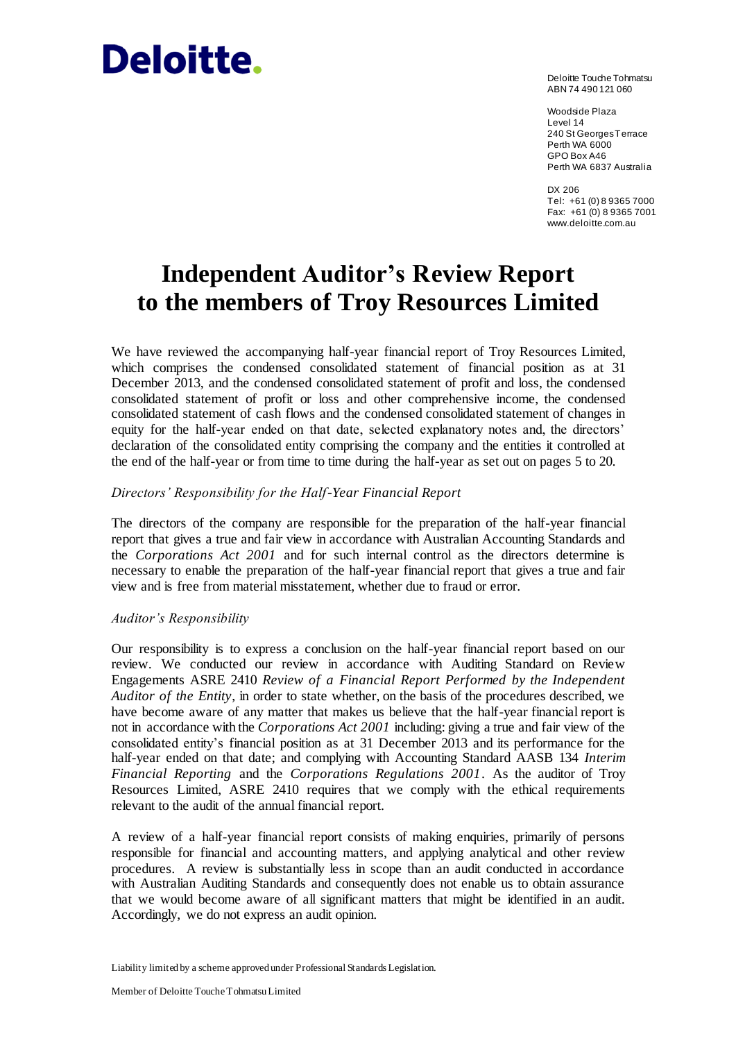# Deloitte.

Deloitte Touche Tohmatsu
ABN 74 490 121 060

Woodside Plaza
Level 14
240 St Georges Terrace
Perth WA 6000
GPO Box A46
Perth WA 6837 Australia

DX 206
Tel: +61 (0) 8 9365 7000
Fax: +61 (0) 8 9365 7001
www.deloitte.com.au

# Independent Auditor's Review Report to the members of Troy Resources Limited

We have reviewed the accompanying half-year financial report of Troy Resources Limited, which comprises the condensed consolidated statement of financial position as at 31 December 2013, and the condensed consolidated statement of profit and loss, the condensed consolidated statement of profit or loss and other comprehensive income, the condensed consolidated statement of cash flows and the condensed consolidated statement of changes in equity for the half-year ended on that date, selected explanatory notes and, the directors' declaration of the consolidated entity comprising the company and the entities it controlled at the end of the half-year or from time to time during the half-year as set out on pages 5 to 20.

### *Directors' Responsibility for the Half-Year Financial Report*

The directors of the company are responsible for the preparation of the half-year financial report that gives a true and fair view in accordance with Australian Accounting Standards and the *Corporations Act 2001* and for such internal control as the directors determine is necessary to enable the preparation of the half-year financial report that gives a true and fair view and is free from material misstatement, whether due to fraud or error.

### *Auditor's Responsibility*

Our responsibility is to express a conclusion on the half-year financial report based on our review. We conducted our review in accordance with Auditing Standard on Review Engagements ASRE 2410 *Review of a Financial Report Performed by the Independent Auditor of the Entity*, in order to state whether, on the basis of the procedures described, we have become aware of any matter that makes us believe that the half-year financial report is not in accordance with the *Corporations Act 2001* including: giving a true and fair view of the consolidated entity's financial position as at 31 December 2013 and its performance for the half-year ended on that date; and complying with Accounting Standard AASB 134 *Interim Financial Reporting* and the *Corporations Regulations 2001*. As the auditor of Troy Resources Limited, ASRE 2410 requires that we comply with the ethical requirements relevant to the audit of the annual financial report.

A review of a half-year financial report consists of making enquiries, primarily of persons responsible for financial and accounting matters, and applying analytical and other review procedures. A review is substantially less in scope than an audit conducted in accordance with Australian Auditing Standards and consequently does not enable us to obtain assurance that we would become aware of all significant matters that might be identified in an audit. Accordingly, we do not express an audit opinion.

Liability limited by a scheme approved under Professional Standards Legislation.

Member of Deloitte Touche Tohmatsu Limited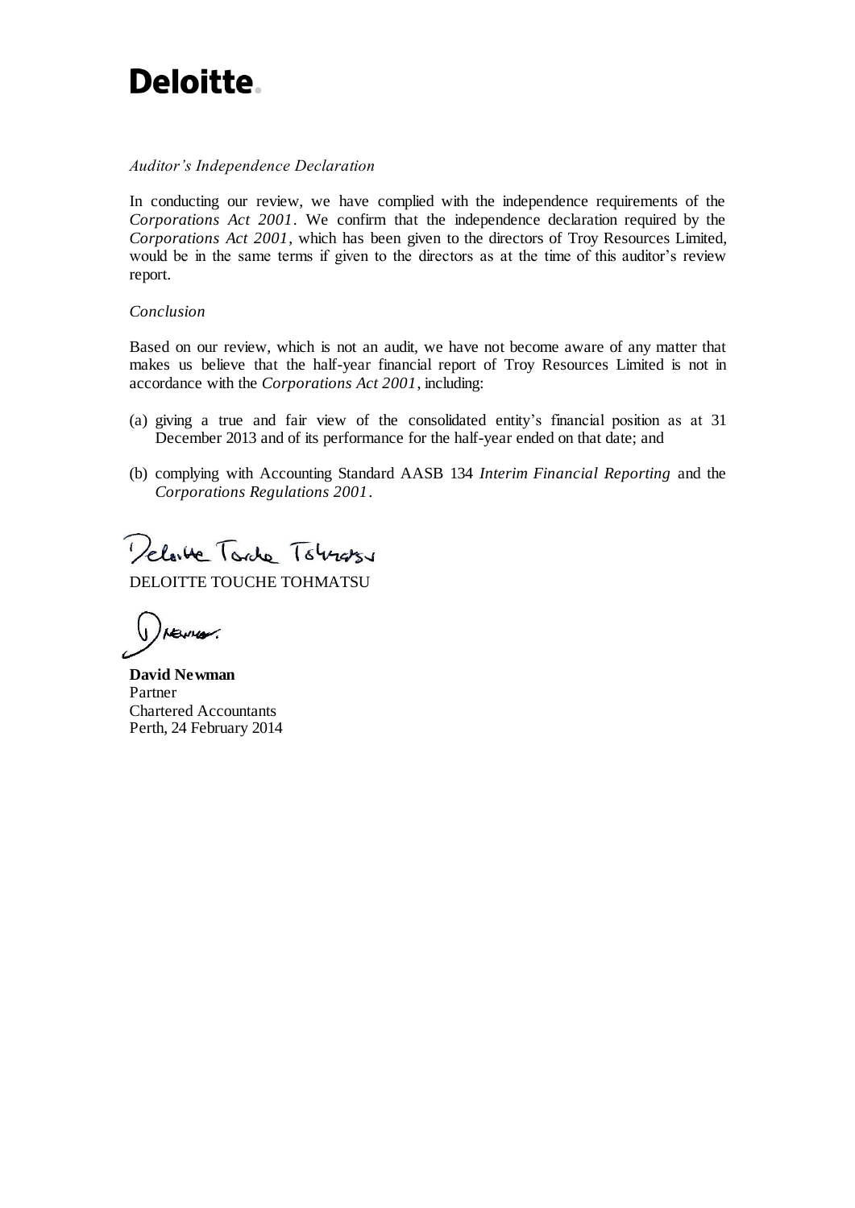**Deloitte.**

*Auditor's Independence Declaration*

In conducting our review, we have complied with the independence requirements of the *Corporations Act 2001*. We confirm that the independence declaration required by the *Corporations Act 2001*, which has been given to the directors of Troy Resources Limited, would be in the same terms if given to the directors as at the time of this auditor's review report.

*Conclusion*

Based on our review, which is not an audit, we have not become aware of any matter that makes us believe that the half-year financial report of Troy Resources Limited is not in accordance with the *Corporations Act 2001*, including:

(a) giving a true and fair view of the consolidated entity's financial position as at 31 December 2013 and of its performance for the half-year ended on that date; and

(b) complying with Accounting Standard AASB 134 *Interim Financial Reporting* and the *Corporations Regulations 2001*.

DELOITTE TOUCHE TOHMATSU

**David Newman**
Partner
Chartered Accountants
Perth, 24 February 2014